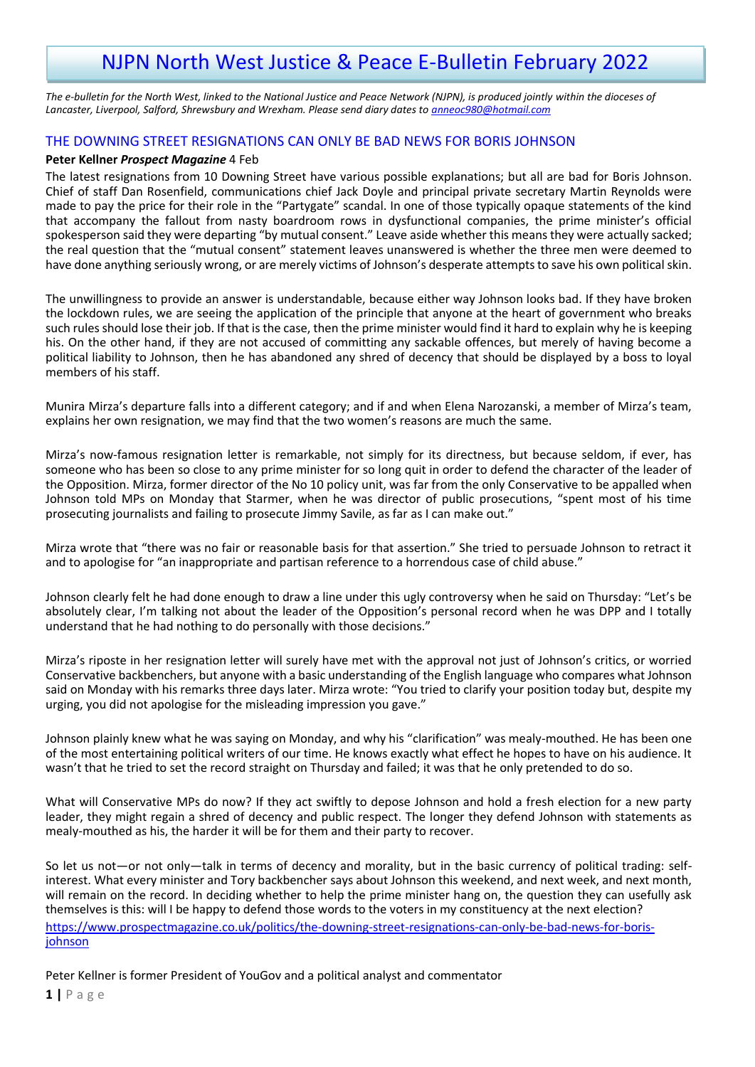# NJPN North West Justice & Peace E-Bulletin February 2022

*The e-bulletin for the North West, linked to the National Justice and Peace Network (NJPN), is produced jointly within the dioceses of Lancaster, Liverpool, Salford, Shrewsbury and Wrexham. Please send diary dates to [anneoc980@hotmail.com](mailto:anneoc980@hotmail.com)*

## THE DOWNING STREET RESIGNATIONS CAN ONLY BE BAD NEWS FOR BORIS JOHNSON

**Peter Kellner *Prospect Magazine*** 4 Feb

The latest resignations from 10 Downing Street have various possible explanations; but all are bad for Boris Johnson. Chief of staff Dan Rosenfield, communications chief Jack Doyle and principal private secretary Martin Reynolds were made to pay the price for their role in the "Partygate" scandal. In one of those typically opaque statements of the kind that accompany the fallout from nasty boardroom rows in dysfunctional companies, the prime minister's official spokesperson said they were departing "by mutual consent." Leave aside whether this means they were actually sacked; the real question that the "mutual consent" statement leaves unanswered is whether the three men were deemed to have done anything seriously wrong, or are merely victims of Johnson's desperate attempts to save his own political skin.

The unwillingness to provide an answer is understandable, because either way Johnson looks bad. If they have broken the lockdown rules, we are seeing the application of the principle that anyone at the heart of government who breaks such rules should lose their job. If that is the case, then the prime minister would find it hard to explain why he is keeping his. On the other hand, if they are not accused of committing any sackable offences, but merely of having become a political liability to Johnson, then he has abandoned any shred of decency that should be displayed by a boss to loyal members of his staff.

Munira Mirza's departure falls into a different category; and if and when Elena Narozanski, a member of Mirza's team, explains her own resignation, we may find that the two women's reasons are much the same.

Mirza's now-famous resignation letter is remarkable, not simply for its directness, but because seldom, if ever, has someone who has been so close to any prime minister for so long quit in order to defend the character of the leader of the Opposition. Mirza, former director of the No 10 policy unit, was far from the only Conservative to be appalled when Johnson told MPs on Monday that Starmer, when he was director of public prosecutions, "spent most of his time prosecuting journalists and failing to prosecute Jimmy Savile, as far as I can make out."

Mirza wrote that "there was no fair or reasonable basis for that assertion." She tried to persuade Johnson to retract it and to apologise for "an inappropriate and partisan reference to a horrendous case of child abuse."

Johnson clearly felt he had done enough to draw a line under this ugly controversy when he said on Thursday: "Let's be absolutely clear, I'm talking not about the leader of the Opposition's personal record when he was DPP and I totally understand that he had nothing to do personally with those decisions."

Mirza's riposte in her resignation letter will surely have met with the approval not just of Johnson's critics, or worried Conservative backbenchers, but anyone with a basic understanding of the English language who compares what Johnson said on Monday with his remarks three days later. Mirza wrote: "You tried to clarify your position today but, despite my urging, you did not apologise for the misleading impression you gave."

Johnson plainly knew what he was saying on Monday, and why his "clarification" was mealy-mouthed. He has been one of the most entertaining political writers of our time. He knows exactly what effect he hopes to have on his audience. It wasn't that he tried to set the record straight on Thursday and failed; it was that he only pretended to do so.

What will Conservative MPs do now? If they act swiftly to depose Johnson and hold a fresh election for a new party leader, they might regain a shred of decency and public respect. The longer they defend Johnson with statements as mealy-mouthed as his, the harder it will be for them and their party to recover.

So let us not—or not only—talk in terms of decency and morality, but in the basic currency of political trading: self-interest. What every minister and Tory backbencher says about Johnson this weekend, and next week, and next month, will remain on the record. In deciding whether to help the prime minister hang on, the question they can usefully ask themselves is this: will I be happy to defend those words to the voters in my constituency at the next election?

[https://www.prospectmagazine.co.uk/politics/the-downing-street-resignations-can-only-be-bad-news-for-boris-johnson](https://www.prospectmagazine.co.uk/politics/the-downing-street-resignations-can-only-be-bad-news-for-boris-johnson)

Peter Kellner is former President of YouGov and a political analyst and commentator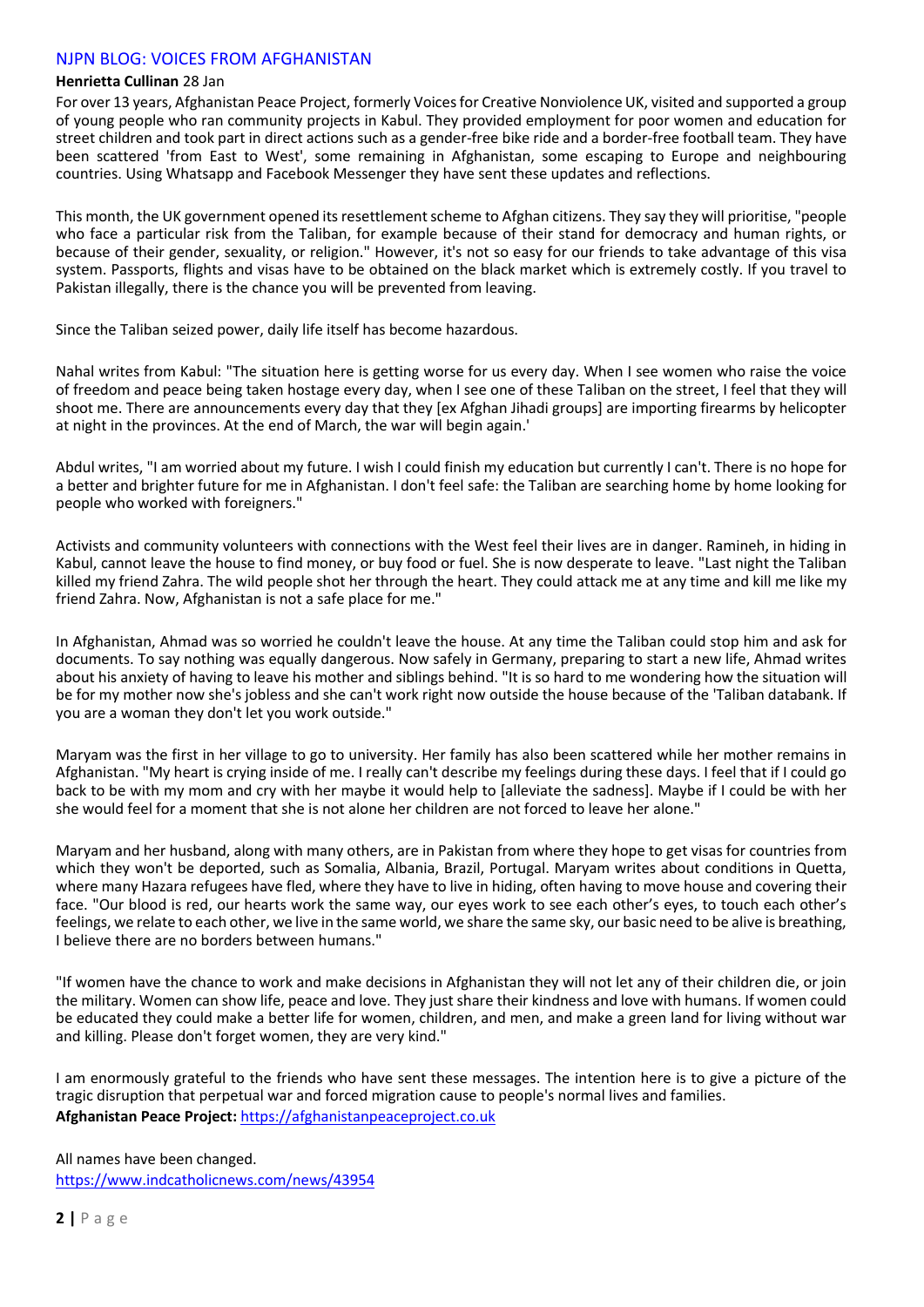## NJPN BLOG: VOICES FROM AFGHANISTAN

**Henrietta Cullinan** 28 Jan

For over 13 years, Afghanistan Peace Project, formerly Voices for Creative Nonviolence UK, visited and supported a group of young people who ran community projects in Kabul. They provided employment for poor women and education for street children and took part in direct actions such as a gender-free bike ride and a border-free football team. They have been scattered 'from East to West', some remaining in Afghanistan, some escaping to Europe and neighbouring countries. Using Whatsapp and Facebook Messenger they have sent these updates and reflections.

This month, the UK government opened its resettlement scheme to Afghan citizens. They say they will prioritise, "people who face a particular risk from the Taliban, for example because of their stand for democracy and human rights, or because of their gender, sexuality, or religion." However, it's not so easy for our friends to take advantage of this visa system. Passports, flights and visas have to be obtained on the black market which is extremely costly. If you travel to Pakistan illegally, there is the chance you will be prevented from leaving.

Since the Taliban seized power, daily life itself has become hazardous.

Nahal writes from Kabul: "The situation here is getting worse for us every day. When I see women who raise the voice of freedom and peace being taken hostage every day, when I see one of these Taliban on the street, I feel that they will shoot me. There are announcements every day that they [ex Afghan Jihadi groups] are importing firearms by helicopter at night in the provinces. At the end of March, the war will begin again.'

Abdul writes, "I am worried about my future. I wish I could finish my education but currently I can't. There is no hope for a better and brighter future for me in Afghanistan. I don't feel safe: the Taliban are searching home by home looking for people who worked with foreigners."

Activists and community volunteers with connections with the West feel their lives are in danger. Ramineh, in hiding in Kabul, cannot leave the house to find money, or buy food or fuel. She is now desperate to leave. "Last night the Taliban killed my friend Zahra. The wild people shot her through the heart. They could attack me at any time and kill me like my friend Zahra. Now, Afghanistan is not a safe place for me."

In Afghanistan, Ahmad was so worried he couldn't leave the house. At any time the Taliban could stop him and ask for documents. To say nothing was equally dangerous. Now safely in Germany, preparing to start a new life, Ahmad writes about his anxiety of having to leave his mother and siblings behind. "It is so hard to me wondering how the situation will be for my mother now she's jobless and she can't work right now outside the house because of the 'Taliban databank. If you are a woman they don't let you work outside."

Maryam was the first in her village to go to university. Her family has also been scattered while her mother remains in Afghanistan. "My heart is crying inside of me. I really can't describe my feelings during these days. I feel that if I could go back to be with my mom and cry with her maybe it would help to [alleviate the sadness]. Maybe if I could be with her she would feel for a moment that she is not alone her children are not forced to leave her alone."

Maryam and her husband, along with many others, are in Pakistan from where they hope to get visas for countries from which they won't be deported, such as Somalia, Albania, Brazil, Portugal. Maryam writes about conditions in Quetta, where many Hazara refugees have fled, where they have to live in hiding, often having to move house and covering their face. "Our blood is red, our hearts work the same way, our eyes work to see each other's eyes, to touch each other's feelings, we relate to each other, we live in the same world, we share the same sky, our basic need to be alive is breathing, I believe there are no borders between humans."

"If women have the chance to work and make decisions in Afghanistan they will not let any of their children die, or join the military. Women can show life, peace and love. They just share their kindness and love with humans. If women could be educated they could make a better life for women, children, and men, and make a green land for living without war and killing. Please don't forget women, they are very kind."

I am enormously grateful to the friends who have sent these messages. The intention here is to give a picture of the tragic disruption that perpetual war and forced migration cause to people's normal lives and families.

**Afghanistan Peace Project:** https://afghanistanpeaceproject.co.uk

All names have been changed.

https://www.indcatholicnews.com/news/43954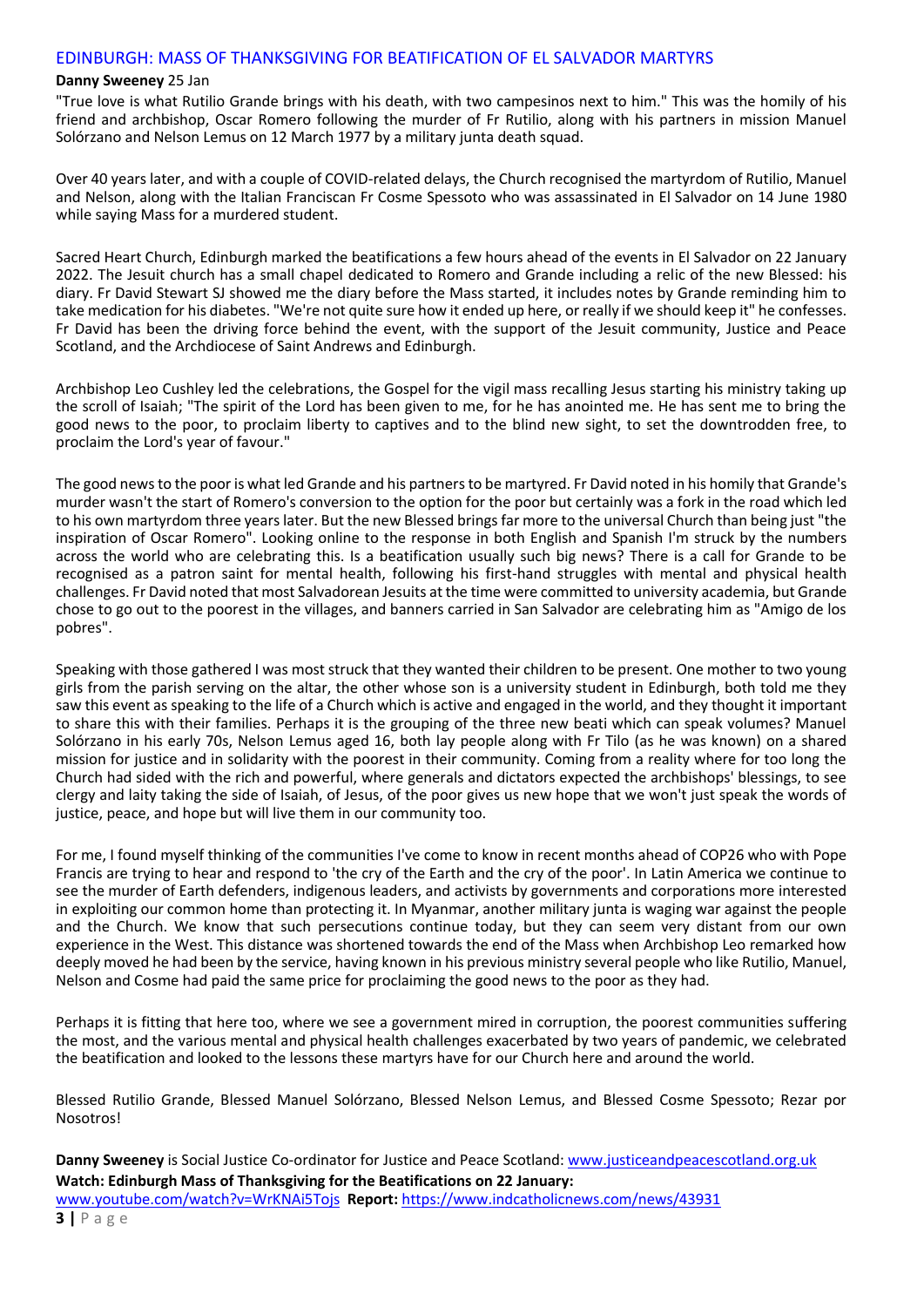## EDINBURGH: MASS OF THANKSGIVING FOR BEATIFICATION OF EL SALVADOR MARTYRS

**Danny Sweeney** 25 Jan

"True love is what Rutilio Grande brings with his death, with two campesinos next to him." This was the homily of his friend and archbishop, Oscar Romero following the murder of Fr Rutilio, along with his partners in mission Manuel Solórzano and Nelson Lemus on 12 March 1977 by a military junta death squad.

Over 40 years later, and with a couple of COVID-related delays, the Church recognised the martyrdom of Rutilio, Manuel and Nelson, along with the Italian Franciscan Fr Cosme Spessoto who was assassinated in El Salvador on 14 June 1980 while saying Mass for a murdered student.

Sacred Heart Church, Edinburgh marked the beatifications a few hours ahead of the events in El Salvador on 22 January 2022. The Jesuit church has a small chapel dedicated to Romero and Grande including a relic of the new Blessed: his diary. Fr David Stewart SJ showed me the diary before the Mass started, it includes notes by Grande reminding him to take medication for his diabetes. "We're not quite sure how it ended up here, or really if we should keep it" he confesses. Fr David has been the driving force behind the event, with the support of the Jesuit community, Justice and Peace Scotland, and the Archdiocese of Saint Andrews and Edinburgh.

Archbishop Leo Cushley led the celebrations, the Gospel for the vigil mass recalling Jesus starting his ministry taking up the scroll of Isaiah; "The spirit of the Lord has been given to me, for he has anointed me. He has sent me to bring the good news to the poor, to proclaim liberty to captives and to the blind new sight, to set the downtrodden free, to proclaim the Lord's year of favour."

The good news to the poor is what led Grande and his partners to be martyred. Fr David noted in his homily that Grande's murder wasn't the start of Romero's conversion to the option for the poor but certainly was a fork in the road which led to his own martyrdom three years later. But the new Blessed brings far more to the universal Church than being just "the inspiration of Oscar Romero". Looking online to the response in both English and Spanish I'm struck by the numbers across the world who are celebrating this. Is a beatification usually such big news? There is a call for Grande to be recognised as a patron saint for mental health, following his first-hand struggles with mental and physical health challenges. Fr David noted that most Salvadorean Jesuits at the time were committed to university academia, but Grande chose to go out to the poorest in the villages, and banners carried in San Salvador are celebrating him as "Amigo de los pobres".

Speaking with those gathered I was most struck that they wanted their children to be present. One mother to two young girls from the parish serving on the altar, the other whose son is a university student in Edinburgh, both told me they saw this event as speaking to the life of a Church which is active and engaged in the world, and they thought it important to share this with their families. Perhaps it is the grouping of the three new beati which can speak volumes? Manuel Solórzano in his early 70s, Nelson Lemus aged 16, both lay people along with Fr Tilo (as he was known) on a shared mission for justice and in solidarity with the poorest in their community. Coming from a reality where for too long the Church had sided with the rich and powerful, where generals and dictators expected the archbishops' blessings, to see clergy and laity taking the side of Isaiah, of Jesus, of the poor gives us new hope that we won't just speak the words of justice, peace, and hope but will live them in our community too.

For me, I found myself thinking of the communities I've come to know in recent months ahead of COP26 who with Pope Francis are trying to hear and respond to 'the cry of the Earth and the cry of the poor'. In Latin America we continue to see the murder of Earth defenders, indigenous leaders, and activists by governments and corporations more interested in exploiting our common home than protecting it. In Myanmar, another military junta is waging war against the people and the Church. We know that such persecutions continue today, but they can seem very distant from our own experience in the West. This distance was shortened towards the end of the Mass when Archbishop Leo remarked how deeply moved he had been by the service, having known in his previous ministry several people who like Rutilio, Manuel, Nelson and Cosme had paid the same price for proclaiming the good news to the poor as they had.

Perhaps it is fitting that here too, where we see a government mired in corruption, the poorest communities suffering the most, and the various mental and physical health challenges exacerbated by two years of pandemic, we celebrated the beatification and looked to the lessons these martyrs have for our Church here and around the world.

Blessed Rutilio Grande, Blessed Manuel Solórzano, Blessed Nelson Lemus, and Blessed Cosme Spessoto; Rezar por Nosotros!

**Danny Sweeney** is Social Justice Co-ordinator for Justice and Peace Scotland: www.justiceandpeacescotland.org.uk
**Watch: Edinburgh Mass of Thanksgiving for the Beatifications on 22 January:**
www.youtube.com/watch?v=WrKNAi5Tojs **Report:** https://www.indcatholicnews.com/news/43931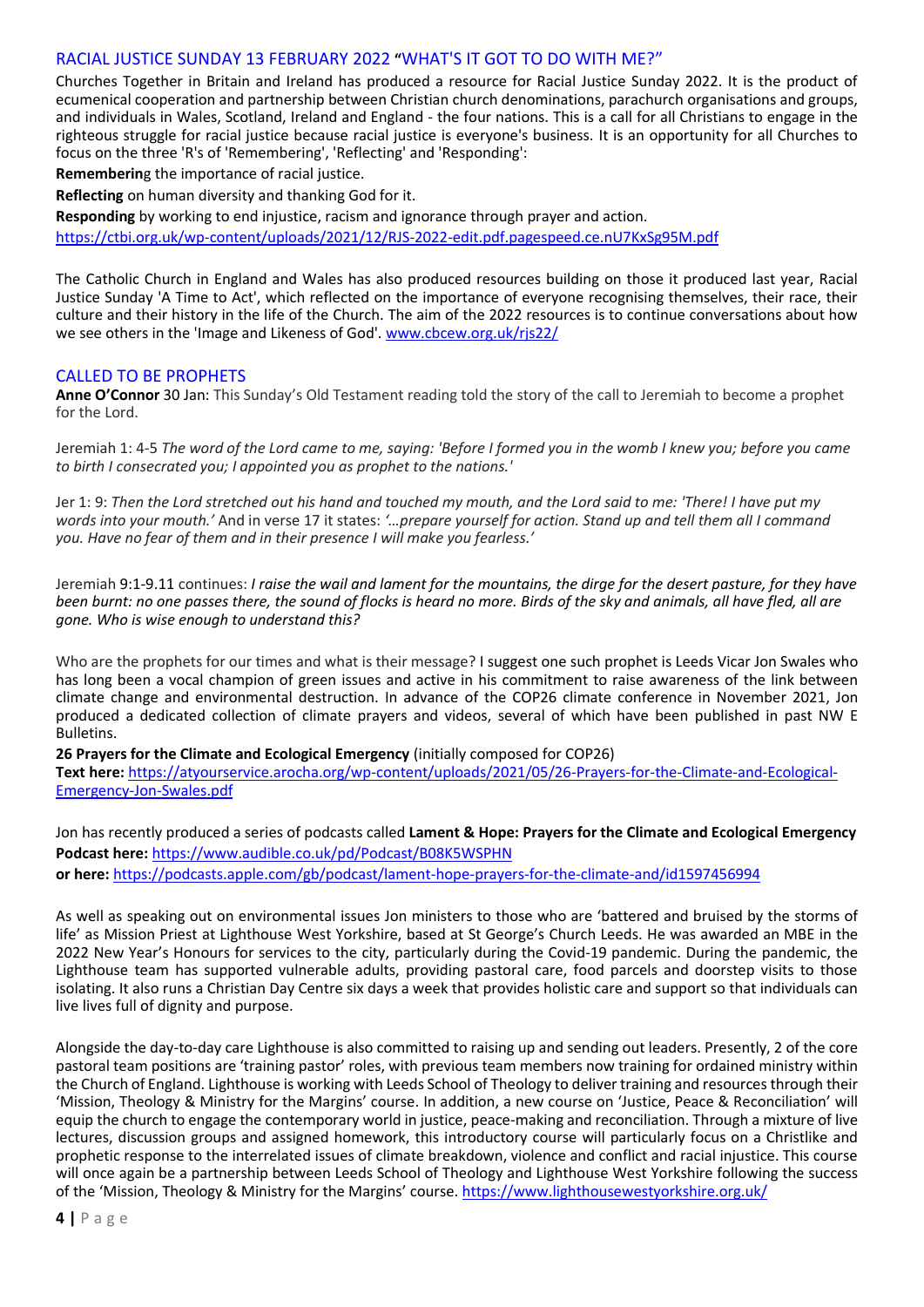## RACIAL JUSTICE SUNDAY 13 FEBRUARY 2022 "WHAT'S IT GOT TO DO WITH ME?"

Churches Together in Britain and Ireland has produced a resource for Racial Justice Sunday 2022. It is the product of ecumenical cooperation and partnership between Christian church denominations, parachurch organisations and groups, and individuals in Wales, Scotland, Ireland and England - the four nations. This is a call for all Christians to engage in the righteous struggle for racial justice because racial justice is everyone's business. It is an opportunity for all Churches to focus on the three 'R's of 'Remembering', 'Reflecting' and 'Responding':

**Remembering** the importance of racial justice.

**Reflecting** on human diversity and thanking God for it.

**Responding** by working to end injustice, racism and ignorance through prayer and action.

https://ctbi.org.uk/wp-content/uploads/2021/12/RJS-2022-edit.pdf.pagespeed.ce.nU7KxSg95M.pdf

The Catholic Church in England and Wales has also produced resources building on those it produced last year, Racial Justice Sunday 'A Time to Act', which reflected on the importance of everyone recognising themselves, their race, their culture and their history in the life of the Church. The aim of the 2022 resources is to continue conversations about how we see others in the 'Image and Likeness of God'. www.cbcew.org.uk/rjs22/

## CALLED TO BE PROPHETS

**Anne O'Connor** 30 Jan: This Sunday's Old Testament reading told the story of the call to Jeremiah to become a prophet for the Lord.

Jeremiah 1: 4-5 *The word of the Lord came to me, saying: 'Before I formed you in the womb I knew you; before you came to birth I consecrated you; I appointed you as prophet to the nations.'*

Jer 1: 9: *Then the Lord stretched out his hand and touched my mouth, and the Lord said to me: 'There! I have put my words into your mouth.'* And in verse 17 it states: *'…prepare yourself for action. Stand up and tell them all I command you. Have no fear of them and in their presence I will make you fearless.'*

Jeremiah 9:1-9.11 continues: *I raise the wail and lament for the mountains, the dirge for the desert pasture, for they have been burnt: no one passes there, the sound of flocks is heard no more. Birds of the sky and animals, all have fled, all are gone. Who is wise enough to understand this?*

Who are the prophets for our times and what is their message? I suggest one such prophet is Leeds Vicar Jon Swales who has long been a vocal champion of green issues and active in his commitment to raise awareness of the link between climate change and environmental destruction. In advance of the COP26 climate conference in November 2021, Jon produced a dedicated collection of climate prayers and videos, several of which have been published in past NW E Bulletins.

**26 Prayers for the Climate and Ecological Emergency** (initially composed for COP26)
**Text here:** https://atyourservice.arocha.org/wp-content/uploads/2021/05/26-Prayers-for-the-Climate-and-Ecological-Emergency-Jon-Swales.pdf

Jon has recently produced a series of podcasts called **Lament & Hope: Prayers for the Climate and Ecological Emergency**
**Podcast here:** https://www.audible.co.uk/pd/Podcast/B08K5WSPHN
**or here:** https://podcasts.apple.com/gb/podcast/lament-hope-prayers-for-the-climate-and/id1597456994

As well as speaking out on environmental issues Jon ministers to those who are 'battered and bruised by the storms of life' as Mission Priest at Lighthouse West Yorkshire, based at St George's Church Leeds. He was awarded an MBE in the 2022 New Year's Honours for services to the city, particularly during the Covid-19 pandemic. During the pandemic, the Lighthouse team has supported vulnerable adults, providing pastoral care, food parcels and doorstep visits to those isolating. It also runs a Christian Day Centre six days a week that provides holistic care and support so that individuals can live lives full of dignity and purpose.

Alongside the day-to-day care Lighthouse is also committed to raising up and sending out leaders. Presently, 2 of the core pastoral team positions are 'training pastor' roles, with previous team members now training for ordained ministry within the Church of England. Lighthouse is working with Leeds School of Theology to deliver training and resources through their 'Mission, Theology & Ministry for the Margins' course. In addition, a new course on 'Justice, Peace & Reconciliation' will equip the church to engage the contemporary world in justice, peace-making and reconciliation. Through a mixture of live lectures, discussion groups and assigned homework, this introductory course will particularly focus on a Christlike and prophetic response to the interrelated issues of climate breakdown, violence and conflict and racial injustice. This course will once again be a partnership between Leeds School of Theology and Lighthouse West Yorkshire following the success of the 'Mission, Theology & Ministry for the Margins' course. https://www.lighthousewestyorkshire.org.uk/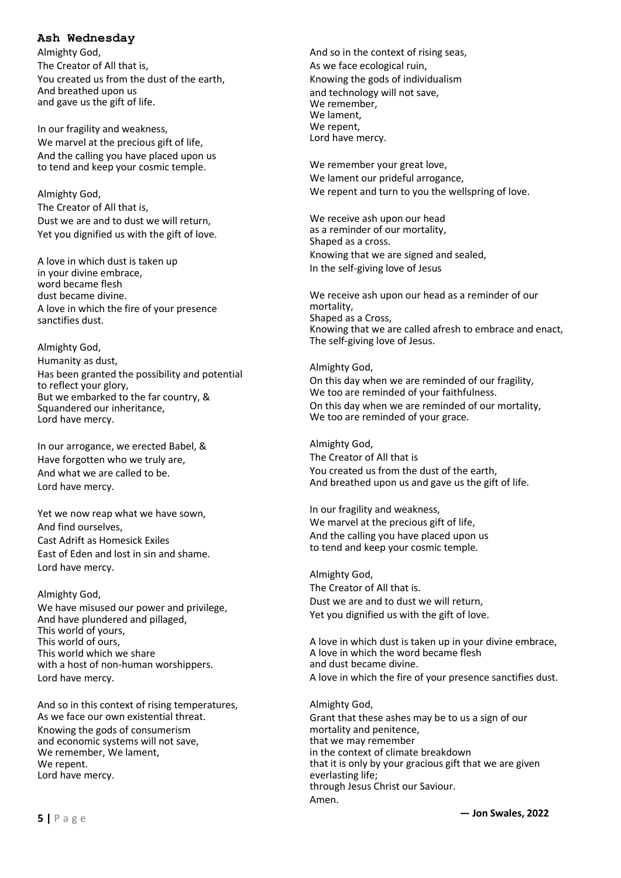## Ash Wednesday

Almighty God,
The Creator of All that is,
You created us from the dust of the earth,
And breathed upon us
and gave us the gift of life.

In our fragility and weakness,
We marvel at the precious gift of life,
And the calling you have placed upon us
to tend and keep your cosmic temple.

Almighty God,
The Creator of All that is,
Dust we are and to dust we will return,
Yet you dignified us with the gift of love.

A love in which dust is taken up
in your divine embrace,
word became flesh
dust became divine.
A love in which the fire of your presence
sanctifies dust.

Almighty God,
Humanity as dust,
Has been granted the possibility and potential
to reflect your glory,
But we embarked to the far country, &
Squandered our inheritance,
Lord have mercy.

In our arrogance, we erected Babel, &
Have forgotten who we truly are,
And what we are called to be.
Lord have mercy.

Yet we now reap what we have sown,
And find ourselves,
Cast Adrift as Homesick Exiles
East of Eden and lost in sin and shame.
Lord have mercy.

Almighty God,
We have misused our power and privilege,
And have plundered and pillaged,
This world of yours,
This world of ours,
This world which we share
with a host of non-human worshippers.
Lord have mercy.

And so in this context of rising temperatures,
As we face our own existential threat.
Knowing the gods of consumerism
and economic systems will not save,
We remember, We lament,
We repent.
Lord have mercy.

And so in the context of rising seas,
As we face ecological ruin,
Knowing the gods of individualism
and technology will not save,
We remember,
We lament,
We repent,
Lord have mercy.

We remember your great love,
We lament our prideful arrogance,
We repent and turn to you the wellspring of love.

We receive ash upon our head
as a reminder of our mortality,
Shaped as a cross.
Knowing that we are signed and sealed,
In the self-giving love of Jesus

We receive ash upon our head as a reminder of our mortality,
Shaped as a Cross,
Knowing that we are called afresh to embrace and enact,
The self-giving love of Jesus.

Almighty God,
On this day when we are reminded of our fragility,
We too are reminded of your faithfulness.
On this day when we are reminded of our mortality,
We too are reminded of your grace.

Almighty God,
The Creator of All that is
You created us from the dust of the earth,
And breathed upon us and gave us the gift of life.

In our fragility and weakness,
We marvel at the precious gift of life,
And the calling you have placed upon us
to tend and keep your cosmic temple.

Almighty God,
The Creator of All that is.
Dust we are and to dust we will return,
Yet you dignified us with the gift of love.

A love in which dust is taken up in your divine embrace,
A love in which the word became flesh
and dust became divine.
A love in which the fire of your presence sanctifies dust.

Almighty God,
Grant that these ashes may be to us a sign of our mortality and penitence,
that we may remember
in the context of climate breakdown
that it is only by your gracious gift that we are given everlasting life;
through Jesus Christ our Saviour.
Amen.

**— Jon Swales, 2022**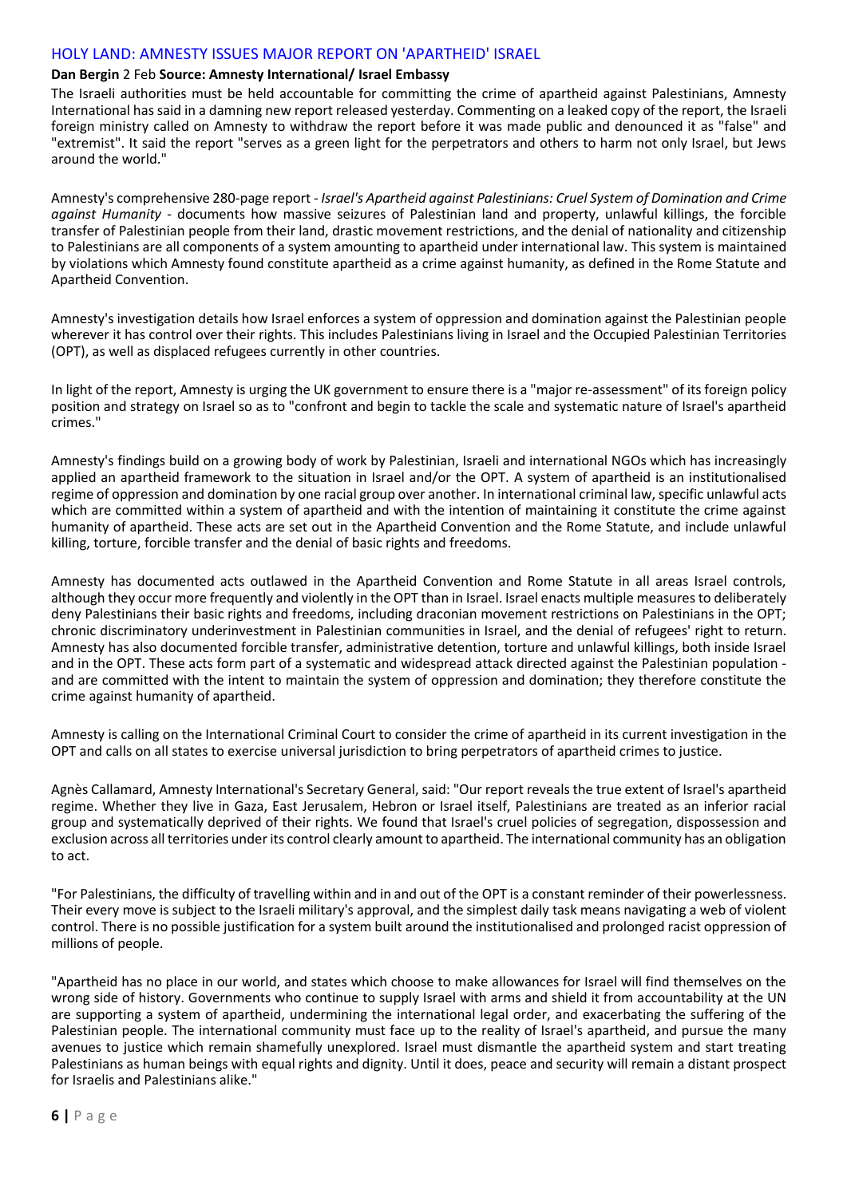## HOLY LAND: AMNESTY ISSUES MAJOR REPORT ON 'APARTHEID' ISRAEL

**Dan Bergin** 2 Feb **Source: Amnesty International/ Israel Embassy**

The Israeli authorities must be held accountable for committing the crime of apartheid against Palestinians, Amnesty International has said in a damning new report released yesterday. Commenting on a leaked copy of the report, the Israeli foreign ministry called on Amnesty to withdraw the report before it was made public and denounced it as "false" and "extremist". It said the report "serves as a green light for the perpetrators and others to harm not only Israel, but Jews around the world."

Amnesty's comprehensive 280-page report - *Israel's Apartheid against Palestinians: Cruel System of Domination and Crime against Humanity* - documents how massive seizures of Palestinian land and property, unlawful killings, the forcible transfer of Palestinian people from their land, drastic movement restrictions, and the denial of nationality and citizenship to Palestinians are all components of a system amounting to apartheid under international law. This system is maintained by violations which Amnesty found constitute apartheid as a crime against humanity, as defined in the Rome Statute and Apartheid Convention.

Amnesty's investigation details how Israel enforces a system of oppression and domination against the Palestinian people wherever it has control over their rights. This includes Palestinians living in Israel and the Occupied Palestinian Territories (OPT), as well as displaced refugees currently in other countries.

In light of the report, Amnesty is urging the UK government to ensure there is a "major re-assessment" of its foreign policy position and strategy on Israel so as to "confront and begin to tackle the scale and systematic nature of Israel's apartheid crimes."

Amnesty's findings build on a growing body of work by Palestinian, Israeli and international NGOs which has increasingly applied an apartheid framework to the situation in Israel and/or the OPT. A system of apartheid is an institutionalised regime of oppression and domination by one racial group over another. In international criminal law, specific unlawful acts which are committed within a system of apartheid and with the intention of maintaining it constitute the crime against humanity of apartheid. These acts are set out in the Apartheid Convention and the Rome Statute, and include unlawful killing, torture, forcible transfer and the denial of basic rights and freedoms.

Amnesty has documented acts outlawed in the Apartheid Convention and Rome Statute in all areas Israel controls, although they occur more frequently and violently in the OPT than in Israel. Israel enacts multiple measures to deliberately deny Palestinians their basic rights and freedoms, including draconian movement restrictions on Palestinians in the OPT; chronic discriminatory underinvestment in Palestinian communities in Israel, and the denial of refugees' right to return. Amnesty has also documented forcible transfer, administrative detention, torture and unlawful killings, both inside Israel and in the OPT. These acts form part of a systematic and widespread attack directed against the Palestinian population - and are committed with the intent to maintain the system of oppression and domination; they therefore constitute the crime against humanity of apartheid.

Amnesty is calling on the International Criminal Court to consider the crime of apartheid in its current investigation in the OPT and calls on all states to exercise universal jurisdiction to bring perpetrators of apartheid crimes to justice.

Agnès Callamard, Amnesty International's Secretary General, said: "Our report reveals the true extent of Israel's apartheid regime. Whether they live in Gaza, East Jerusalem, Hebron or Israel itself, Palestinians are treated as an inferior racial group and systematically deprived of their rights. We found that Israel's cruel policies of segregation, dispossession and exclusion across all territories under its control clearly amount to apartheid. The international community has an obligation to act.

"For Palestinians, the difficulty of travelling within and in and out of the OPT is a constant reminder of their powerlessness. Their every move is subject to the Israeli military's approval, and the simplest daily task means navigating a web of violent control. There is no possible justification for a system built around the institutionalised and prolonged racist oppression of millions of people.

"Apartheid has no place in our world, and states which choose to make allowances for Israel will find themselves on the wrong side of history. Governments who continue to supply Israel with arms and shield it from accountability at the UN are supporting a system of apartheid, undermining the international legal order, and exacerbating the suffering of the Palestinian people. The international community must face up to the reality of Israel's apartheid, and pursue the many avenues to justice which remain shamefully unexplored. Israel must dismantle the apartheid system and start treating Palestinians as human beings with equal rights and dignity. Until it does, peace and security will remain a distant prospect for Israelis and Palestinians alike."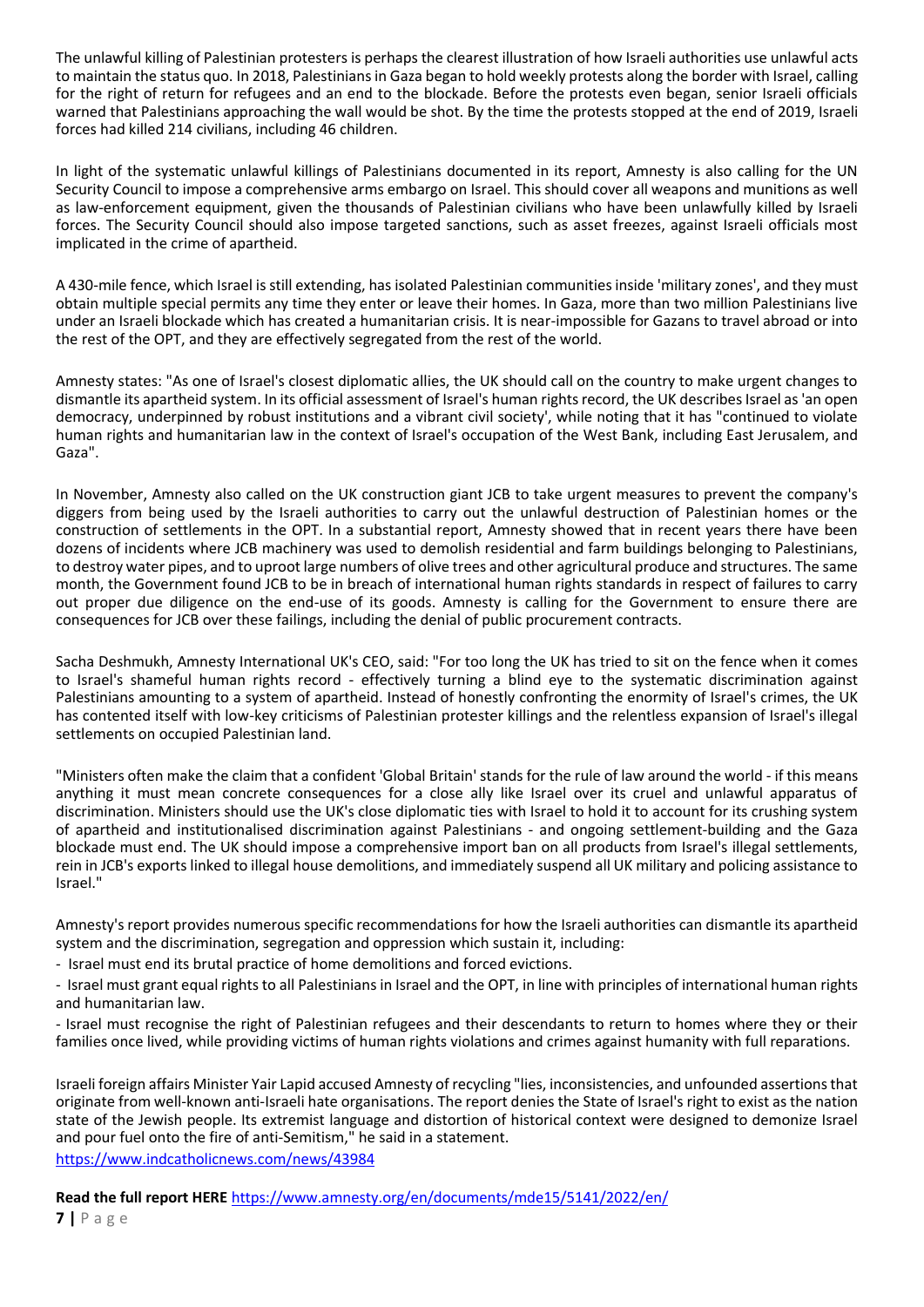The unlawful killing of Palestinian protesters is perhaps the clearest illustration of how Israeli authorities use unlawful acts to maintain the status quo. In 2018, Palestinians in Gaza began to hold weekly protests along the border with Israel, calling for the right of return for refugees and an end to the blockade. Before the protests even began, senior Israeli officials warned that Palestinians approaching the wall would be shot. By the time the protests stopped at the end of 2019, Israeli forces had killed 214 civilians, including 46 children.

In light of the systematic unlawful killings of Palestinians documented in its report, Amnesty is also calling for the UN Security Council to impose a comprehensive arms embargo on Israel. This should cover all weapons and munitions as well as law-enforcement equipment, given the thousands of Palestinian civilians who have been unlawfully killed by Israeli forces. The Security Council should also impose targeted sanctions, such as asset freezes, against Israeli officials most implicated in the crime of apartheid.

A 430-mile fence, which Israel is still extending, has isolated Palestinian communities inside 'military zones', and they must obtain multiple special permits any time they enter or leave their homes. In Gaza, more than two million Palestinians live under an Israeli blockade which has created a humanitarian crisis. It is near-impossible for Gazans to travel abroad or into the rest of the OPT, and they are effectively segregated from the rest of the world.

Amnesty states: "As one of Israel's closest diplomatic allies, the UK should call on the country to make urgent changes to dismantle its apartheid system. In its official assessment of Israel's human rights record, the UK describes Israel as 'an open democracy, underpinned by robust institutions and a vibrant civil society', while noting that it has "continued to violate human rights and humanitarian law in the context of Israel's occupation of the West Bank, including East Jerusalem, and Gaza".

In November, Amnesty also called on the UK construction giant JCB to take urgent measures to prevent the company's diggers from being used by the Israeli authorities to carry out the unlawful destruction of Palestinian homes or the construction of settlements in the OPT. In a substantial report, Amnesty showed that in recent years there have been dozens of incidents where JCB machinery was used to demolish residential and farm buildings belonging to Palestinians, to destroy water pipes, and to uproot large numbers of olive trees and other agricultural produce and structures. The same month, the Government found JCB to be in breach of international human rights standards in respect of failures to carry out proper due diligence on the end-use of its goods. Amnesty is calling for the Government to ensure there are consequences for JCB over these failings, including the denial of public procurement contracts.

Sacha Deshmukh, Amnesty International UK's CEO, said: "For too long the UK has tried to sit on the fence when it comes to Israel's shameful human rights record - effectively turning a blind eye to the systematic discrimination against Palestinians amounting to a system of apartheid. Instead of honestly confronting the enormity of Israel's crimes, the UK has contented itself with low-key criticisms of Palestinian protester killings and the relentless expansion of Israel's illegal settlements on occupied Palestinian land.

"Ministers often make the claim that a confident 'Global Britain' stands for the rule of law around the world - if this means anything it must mean concrete consequences for a close ally like Israel over its cruel and unlawful apparatus of discrimination. Ministers should use the UK's close diplomatic ties with Israel to hold it to account for its crushing system of apartheid and institutionalised discrimination against Palestinians - and ongoing settlement-building and the Gaza blockade must end. The UK should impose a comprehensive import ban on all products from Israel's illegal settlements, rein in JCB's exports linked to illegal house demolitions, and immediately suspend all UK military and policing assistance to Israel."

Amnesty's report provides numerous specific recommendations for how the Israeli authorities can dismantle its apartheid system and the discrimination, segregation and oppression which sustain it, including:

- Israel must end its brutal practice of home demolitions and forced evictions.
- Israel must grant equal rights to all Palestinians in Israel and the OPT, in line with principles of international human rights and humanitarian law.
- Israel must recognise the right of Palestinian refugees and their descendants to return to homes where they or their families once lived, while providing victims of human rights violations and crimes against humanity with full reparations.

Israeli foreign affairs Minister Yair Lapid accused Amnesty of recycling "lies, inconsistencies, and unfounded assertions that originate from well-known anti-Israeli hate organisations. The report denies the State of Israel's right to exist as the nation state of the Jewish people. Its extremist language and distortion of historical context were designed to demonize Israel and pour fuel onto the fire of anti-Semitism," he said in a statement.
https://www.indcatholicnews.com/news/43984

**Read the full report HERE** https://www.amnesty.org/en/documents/mde15/5141/2022/en/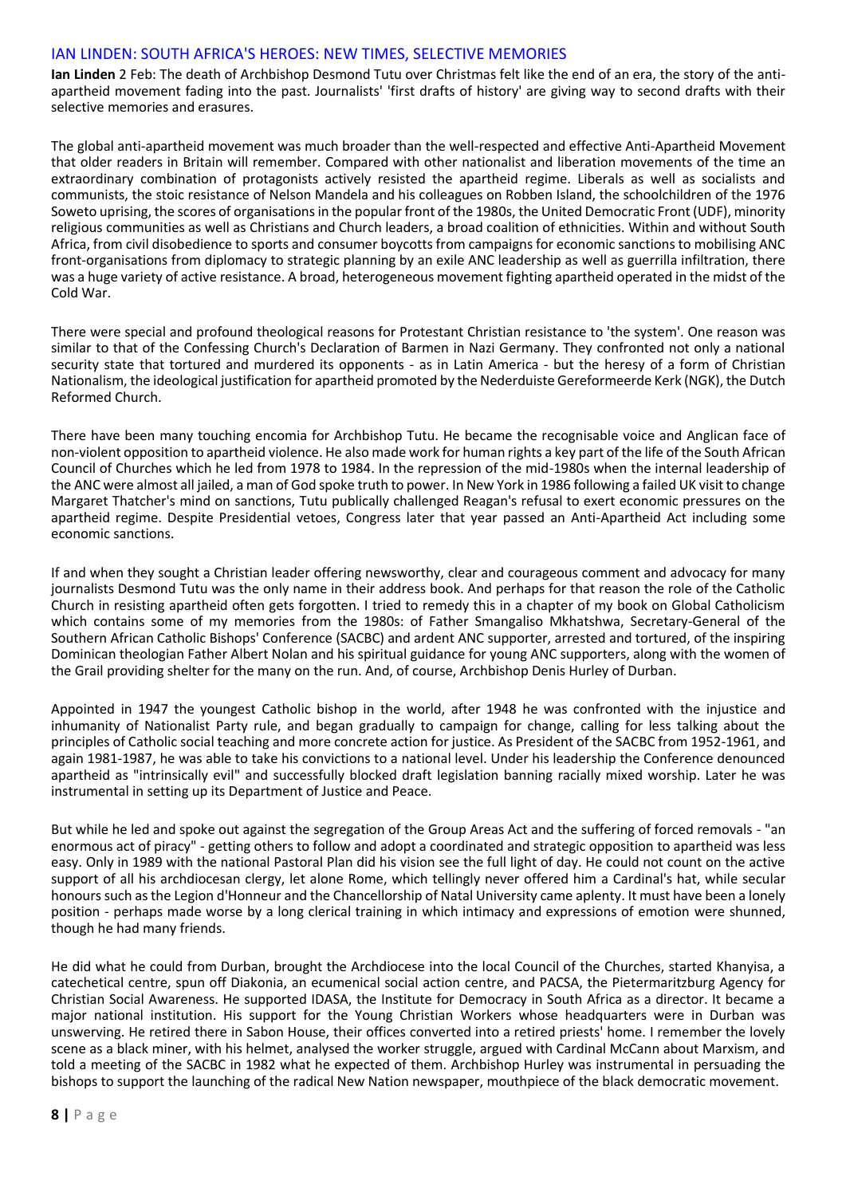## IAN LINDEN: SOUTH AFRICA'S HEROES: NEW TIMES, SELECTIVE MEMORIES

**Ian Linden** 2 Feb: The death of Archbishop Desmond Tutu over Christmas felt like the end of an era, the story of the anti-apartheid movement fading into the past. Journalists' 'first drafts of history' are giving way to second drafts with their selective memories and erasures.

The global anti-apartheid movement was much broader than the well-respected and effective Anti-Apartheid Movement that older readers in Britain will remember. Compared with other nationalist and liberation movements of the time an extraordinary combination of protagonists actively resisted the apartheid regime. Liberals as well as socialists and communists, the stoic resistance of Nelson Mandela and his colleagues on Robben Island, the schoolchildren of the 1976 Soweto uprising, the scores of organisations in the popular front of the 1980s, the United Democratic Front (UDF), minority religious communities as well as Christians and Church leaders, a broad coalition of ethnicities. Within and without South Africa, from civil disobedience to sports and consumer boycotts from campaigns for economic sanctions to mobilising ANC front-organisations from diplomacy to strategic planning by an exile ANC leadership as well as guerrilla infiltration, there was a huge variety of active resistance. A broad, heterogeneous movement fighting apartheid operated in the midst of the Cold War.

There were special and profound theological reasons for Protestant Christian resistance to 'the system'. One reason was similar to that of the Confessing Church's Declaration of Barmen in Nazi Germany. They confronted not only a national security state that tortured and murdered its opponents - as in Latin America - but the heresy of a form of Christian Nationalism, the ideological justification for apartheid promoted by the Nederduiste Gereformeerde Kerk (NGK), the Dutch Reformed Church.

There have been many touching encomia for Archbishop Tutu. He became the recognisable voice and Anglican face of non-violent opposition to apartheid violence. He also made work for human rights a key part of the life of the South African Council of Churches which he led from 1978 to 1984. In the repression of the mid-1980s when the internal leadership of the ANC were almost all jailed, a man of God spoke truth to power. In New York in 1986 following a failed UK visit to change Margaret Thatcher's mind on sanctions, Tutu publically challenged Reagan's refusal to exert economic pressures on the apartheid regime. Despite Presidential vetoes, Congress later that year passed an Anti-Apartheid Act including some economic sanctions.

If and when they sought a Christian leader offering newsworthy, clear and courageous comment and advocacy for many journalists Desmond Tutu was the only name in their address book. And perhaps for that reason the role of the Catholic Church in resisting apartheid often gets forgotten. I tried to remedy this in a chapter of my book on Global Catholicism which contains some of my memories from the 1980s: of Father Smangaliso Mkhatshwa, Secretary-General of the Southern African Catholic Bishops' Conference (SACBC) and ardent ANC supporter, arrested and tortured, of the inspiring Dominican theologian Father Albert Nolan and his spiritual guidance for young ANC supporters, along with the women of the Grail providing shelter for the many on the run. And, of course, Archbishop Denis Hurley of Durban.

Appointed in 1947 the youngest Catholic bishop in the world, after 1948 he was confronted with the injustice and inhumanity of Nationalist Party rule, and began gradually to campaign for change, calling for less talking about the principles of Catholic social teaching and more concrete action for justice. As President of the SACBC from 1952-1961, and again 1981-1987, he was able to take his convictions to a national level. Under his leadership the Conference denounced apartheid as "intrinsically evil" and successfully blocked draft legislation banning racially mixed worship. Later he was instrumental in setting up its Department of Justice and Peace.

But while he led and spoke out against the segregation of the Group Areas Act and the suffering of forced removals - "an enormous act of piracy" - getting others to follow and adopt a coordinated and strategic opposition to apartheid was less easy. Only in 1989 with the national Pastoral Plan did his vision see the full light of day. He could not count on the active support of all his archdiocesan clergy, let alone Rome, which tellingly never offered him a Cardinal's hat, while secular honours such as the Legion d'Honneur and the Chancellorship of Natal University came aplenty. It must have been a lonely position - perhaps made worse by a long clerical training in which intimacy and expressions of emotion were shunned, though he had many friends.

He did what he could from Durban, brought the Archdiocese into the local Council of the Churches, started Khanyisa, a catechetical centre, spun off Diakonia, an ecumenical social action centre, and PACSA, the Pietermaritzburg Agency for Christian Social Awareness. He supported IDASA, the Institute for Democracy in South Africa as a director. It became a major national institution. His support for the Young Christian Workers whose headquarters were in Durban was unswerving. He retired there in Sabon House, their offices converted into a retired priests' home. I remember the lovely scene as a black miner, with his helmet, analysed the worker struggle, argued with Cardinal McCann about Marxism, and told a meeting of the SACBC in 1982 what he expected of them. Archbishop Hurley was instrumental in persuading the bishops to support the launching of the radical New Nation newspaper, mouthpiece of the black democratic movement.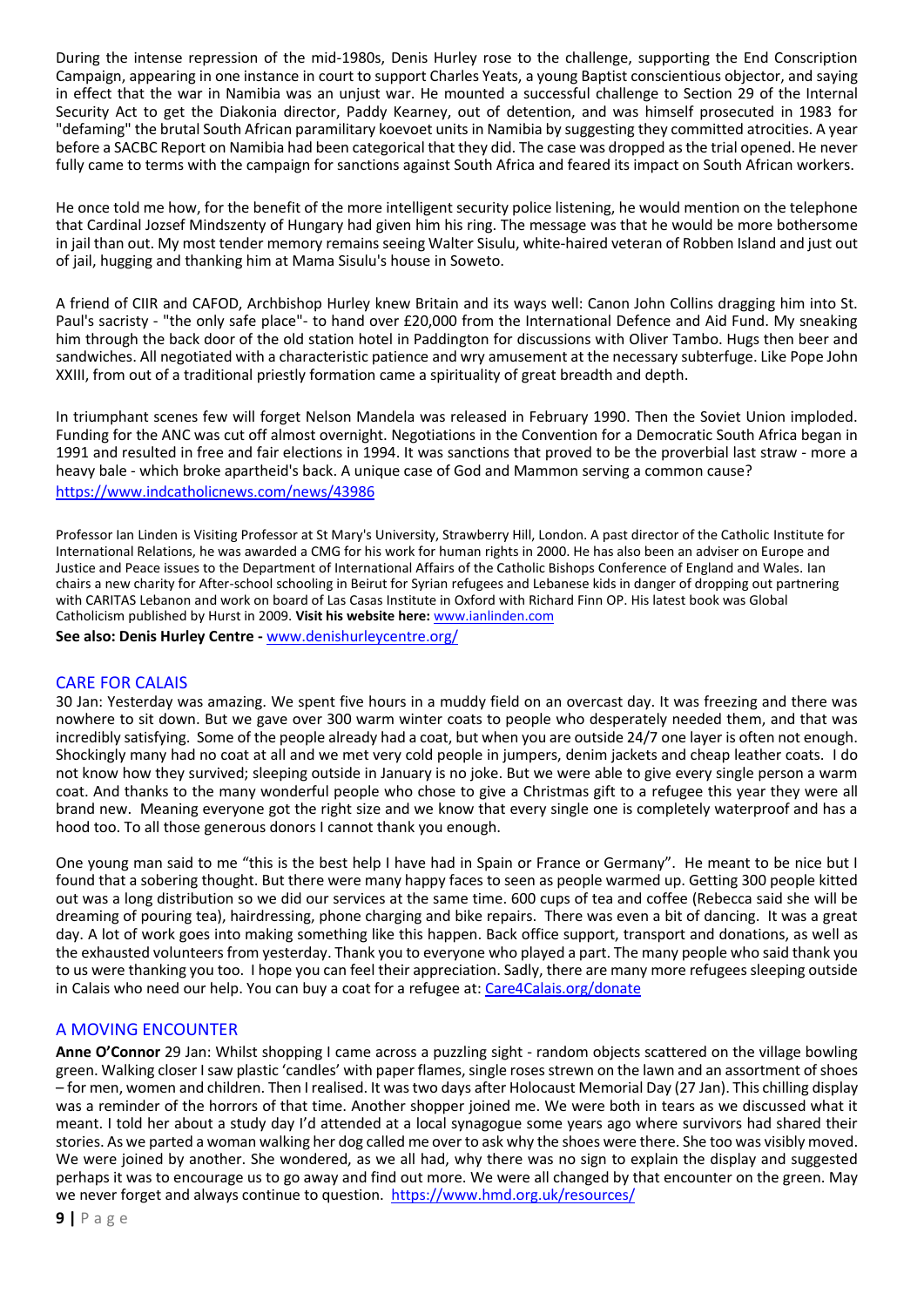During the intense repression of the mid-1980s, Denis Hurley rose to the challenge, supporting the End Conscription Campaign, appearing in one instance in court to support Charles Yeats, a young Baptist conscientious objector, and saying in effect that the war in Namibia was an unjust war. He mounted a successful challenge to Section 29 of the Internal Security Act to get the Diakonia director, Paddy Kearney, out of detention, and was himself prosecuted in 1983 for "defaming" the brutal South African paramilitary koevoet units in Namibia by suggesting they committed atrocities. A year before a SACBC Report on Namibia had been categorical that they did. The case was dropped as the trial opened. He never fully came to terms with the campaign for sanctions against South Africa and feared its impact on South African workers.

He once told me how, for the benefit of the more intelligent security police listening, he would mention on the telephone that Cardinal Jozsef Mindszenty of Hungary had given him his ring. The message was that he would be more bothersome in jail than out. My most tender memory remains seeing Walter Sisulu, white-haired veteran of Robben Island and just out of jail, hugging and thanking him at Mama Sisulu's house in Soweto.

A friend of CIIR and CAFOD, Archbishop Hurley knew Britain and its ways well: Canon John Collins dragging him into St. Paul's sacristy - "the only safe place"- to hand over £20,000 from the International Defence and Aid Fund. My sneaking him through the back door of the old station hotel in Paddington for discussions with Oliver Tambo. Hugs then beer and sandwiches. All negotiated with a characteristic patience and wry amusement at the necessary subterfuge. Like Pope John XXIII, from out of a traditional priestly formation came a spirituality of great breadth and depth.

In triumphant scenes few will forget Nelson Mandela was released in February 1990. Then the Soviet Union imploded. Funding for the ANC was cut off almost overnight. Negotiations in the Convention for a Democratic South Africa began in 1991 and resulted in free and fair elections in 1994. It was sanctions that proved to be the proverbial last straw - more a heavy bale - which broke apartheid's back. A unique case of God and Mammon serving a common cause?
https://www.indcatholicnews.com/news/43986

Professor Ian Linden is Visiting Professor at St Mary's University, Strawberry Hill, London. A past director of the Catholic Institute for International Relations, he was awarded a CMG for his work for human rights in 2000. He has also been an adviser on Europe and Justice and Peace issues to the Department of International Affairs of the Catholic Bishops Conference of England and Wales. Ian chairs a new charity for After-school schooling in Beirut for Syrian refugees and Lebanese kids in danger of dropping out partnering with CARITAS Lebanon and work on board of Las Casas Institute in Oxford with Richard Finn OP. His latest book was Global Catholicism published by Hurst in 2009. **Visit his website here:** www.ianlinden.com

**See also: Denis Hurley Centre -** www.denishurleycentre.org/

## CARE FOR CALAIS

30 Jan: Yesterday was amazing. We spent five hours in a muddy field on an overcast day. It was freezing and there was nowhere to sit down. But we gave over 300 warm winter coats to people who desperately needed them, and that was incredibly satisfying. Some of the people already had a coat, but when you are outside 24/7 one layer is often not enough. Shockingly many had no coat at all and we met very cold people in jumpers, denim jackets and cheap leather coats. I do not know how they survived; sleeping outside in January is no joke. But we were able to give every single person a warm coat. And thanks to the many wonderful people who chose to give a Christmas gift to a refugee this year they were all brand new. Meaning everyone got the right size and we know that every single one is completely waterproof and has a hood too. To all those generous donors I cannot thank you enough.

One young man said to me "this is the best help I have had in Spain or France or Germany". He meant to be nice but I found that a sobering thought. But there were many happy faces to seen as people warmed up. Getting 300 people kitted out was a long distribution so we did our services at the same time. 600 cups of tea and coffee (Rebecca said she will be dreaming of pouring tea), hairdressing, phone charging and bike repairs. There was even a bit of dancing. It was a great day. A lot of work goes into making something like this happen. Back office support, transport and donations, as well as the exhausted volunteers from yesterday. Thank you to everyone who played a part. The many people who said thank you to us were thanking you too. I hope you can feel their appreciation. Sadly, there are many more refugees sleeping outside in Calais who need our help. You can buy a coat for a refugee at: Care4Calais.org/donate

## A MOVING ENCOUNTER

**Anne O'Connor** 29 Jan: Whilst shopping I came across a puzzling sight - random objects scattered on the village bowling green. Walking closer I saw plastic 'candles' with paper flames, single roses strewn on the lawn and an assortment of shoes – for men, women and children. Then I realised. It was two days after Holocaust Memorial Day (27 Jan). This chilling display was a reminder of the horrors of that time. Another shopper joined me. We were both in tears as we discussed what it meant. I told her about a study day I'd attended at a local synagogue some years ago where survivors had shared their stories. As we parted a woman walking her dog called me over to ask why the shoes were there. She too was visibly moved. We were joined by another. She wondered, as we all had, why there was no sign to explain the display and suggested perhaps it was to encourage us to go away and find out more. We were all changed by that encounter on the green. May we never forget and always continue to question. https://www.hmd.org.uk/resources/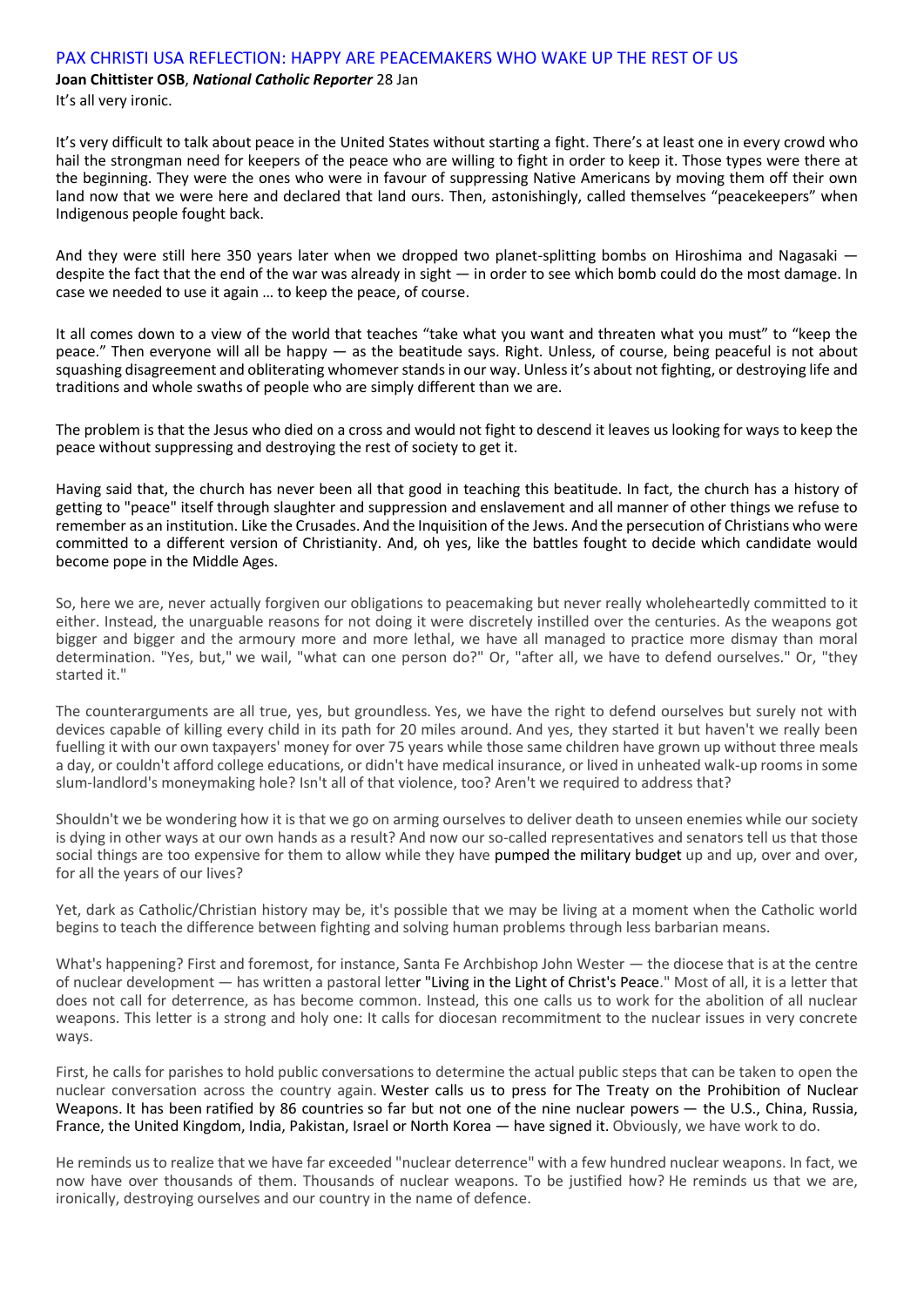## PAX CHRISTI USA REFLECTION: HAPPY ARE PEACEMAKERS WHO WAKE UP THE REST OF US

**Joan Chittister OSB**, ***National Catholic Reporter*** 28 Jan

It's all very ironic.

It's very difficult to talk about peace in the United States without starting a fight. There's at least one in every crowd who hail the strongman need for keepers of the peace who are willing to fight in order to keep it. Those types were there at the beginning. They were the ones who were in favour of suppressing Native Americans by moving them off their own land now that we were here and declared that land ours. Then, astonishingly, called themselves "peacekeepers" when Indigenous people fought back.

And they were still here 350 years later when we dropped two planet-splitting bombs on Hiroshima and Nagasaki — despite the fact that the end of the war was already in sight — in order to see which bomb could do the most damage. In case we needed to use it again … to keep the peace, of course.

It all comes down to a view of the world that teaches "take what you want and threaten what you must" to "keep the peace." Then everyone will all be happy — as the beatitude says. Right. Unless, of course, being peaceful is not about squashing disagreement and obliterating whomever stands in our way. Unless it's about not fighting, or destroying life and traditions and whole swaths of people who are simply different than we are.

The problem is that the Jesus who died on a cross and would not fight to descend it leaves us looking for ways to keep the peace without suppressing and destroying the rest of society to get it.

Having said that, the church has never been all that good in teaching this beatitude. In fact, the church has a history of getting to "peace" itself through slaughter and suppression and enslavement and all manner of other things we refuse to remember as an institution. Like the Crusades. And the Inquisition of the Jews. And the persecution of Christians who were committed to a different version of Christianity. And, oh yes, like the battles fought to decide which candidate would become pope in the Middle Ages.

So, here we are, never actually forgiven our obligations to peacemaking but never really wholeheartedly committed to it either. Instead, the unarguable reasons for not doing it were discretely instilled over the centuries. As the weapons got bigger and bigger and the armoury more and more lethal, we have all managed to practice more dismay than moral determination. "Yes, but," we wail, "what can one person do?" Or, "after all, we have to defend ourselves." Or, "they started it."

The counterarguments are all true, yes, but groundless. Yes, we have the right to defend ourselves but surely not with devices capable of killing every child in its path for 20 miles around. And yes, they started it but haven't we really been fuelling it with our own taxpayers' money for over 75 years while those same children have grown up without three meals a day, or couldn't afford college educations, or didn't have medical insurance, or lived in unheated walk-up rooms in some slum-landlord's moneymaking hole? Isn't all of that violence, too? Aren't we required to address that?

Shouldn't we be wondering how it is that we go on arming ourselves to deliver death to unseen enemies while our society is dying in other ways at our own hands as a result? And now our so-called representatives and senators tell us that those social things are too expensive for them to allow while they have pumped the military budget up and up, over and over, for all the years of our lives?

Yet, dark as Catholic/Christian history may be, it's possible that we may be living at a moment when the Catholic world begins to teach the difference between fighting and solving human problems through less barbarian means.

What's happening? First and foremost, for instance, Santa Fe Archbishop John Wester — the diocese that is at the centre of nuclear development — has written a pastoral letter "Living in the Light of Christ's Peace." Most of all, it is a letter that does not call for deterrence, as has become common. Instead, this one calls us to work for the abolition of all nuclear weapons. This letter is a strong and holy one: It calls for diocesan recommitment to the nuclear issues in very concrete ways.

First, he calls for parishes to hold public conversations to determine the actual public steps that can be taken to open the nuclear conversation across the country again. Wester calls us to press for The Treaty on the Prohibition of Nuclear Weapons. It has been ratified by 86 countries so far but not one of the nine nuclear powers — the U.S., China, Russia, France, the United Kingdom, India, Pakistan, Israel or North Korea — have signed it. Obviously, we have work to do.

He reminds us to realize that we have far exceeded "nuclear deterrence" with a few hundred nuclear weapons. In fact, we now have over thousands of them. Thousands of nuclear weapons. To be justified how? He reminds us that we are, ironically, destroying ourselves and our country in the name of defence.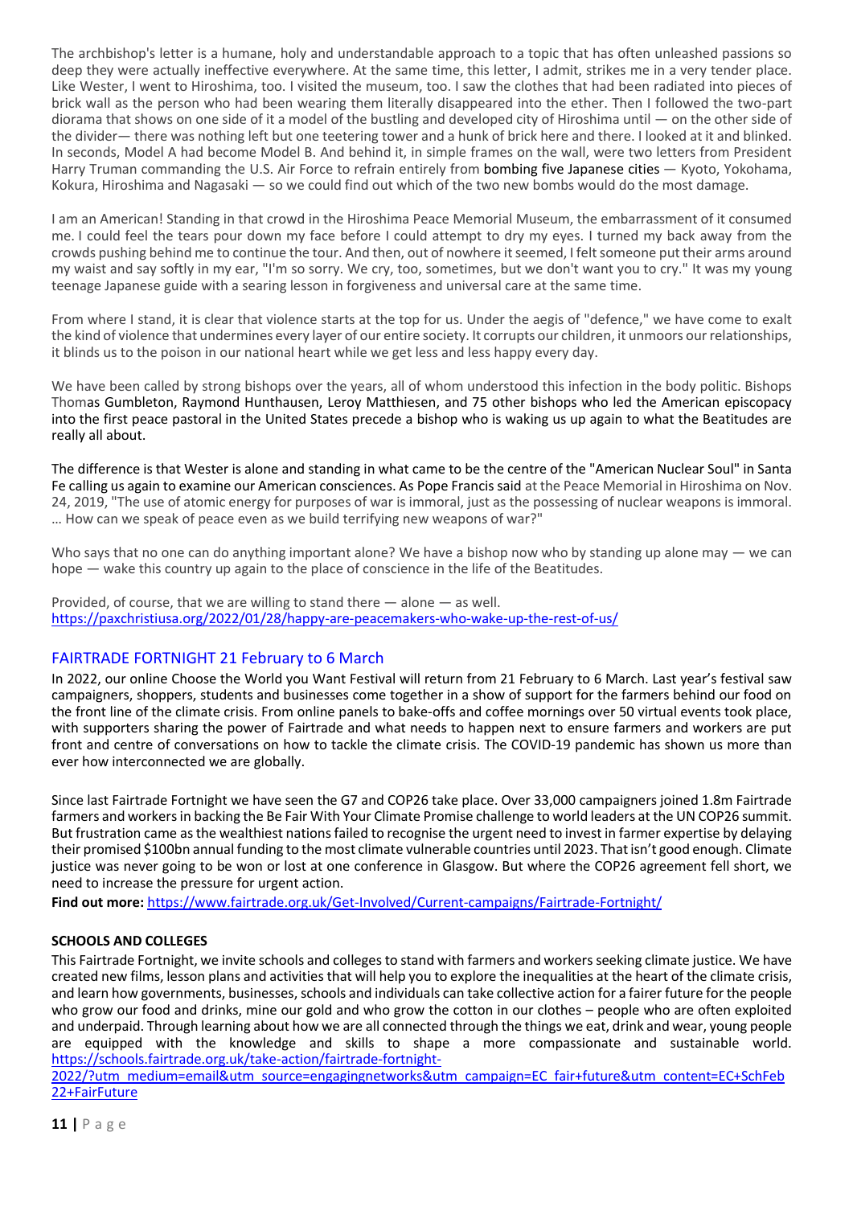The archbishop's letter is a humane, holy and understandable approach to a topic that has often unleashed passions so deep they were actually ineffective everywhere. At the same time, this letter, I admit, strikes me in a very tender place. Like Wester, I went to Hiroshima, too. I visited the museum, too. I saw the clothes that had been radiated into pieces of brick wall as the person who had been wearing them literally disappeared into the ether. Then I followed the two-part diorama that shows on one side of it a model of the bustling and developed city of Hiroshima until — on the other side of the divider— there was nothing left but one teetering tower and a hunk of brick here and there. I looked at it and blinked. In seconds, Model A had become Model B. And behind it, in simple frames on the wall, were two letters from President Harry Truman commanding the U.S. Air Force to refrain entirely from bombing five Japanese cities — Kyoto, Yokohama, Kokura, Hiroshima and Nagasaki — so we could find out which of the two new bombs would do the most damage.

I am an American! Standing in that crowd in the Hiroshima Peace Memorial Museum, the embarrassment of it consumed me. I could feel the tears pour down my face before I could attempt to dry my eyes. I turned my back away from the crowds pushing behind me to continue the tour. And then, out of nowhere it seemed, I felt someone put their arms around my waist and say softly in my ear, "I'm so sorry. We cry, too, sometimes, but we don't want you to cry." It was my young teenage Japanese guide with a searing lesson in forgiveness and universal care at the same time.

From where I stand, it is clear that violence starts at the top for us. Under the aegis of "defence," we have come to exalt the kind of violence that undermines every layer of our entire society. It corrupts our children, it unmoors our relationships, it blinds us to the poison in our national heart while we get less and less happy every day.

We have been called by strong bishops over the years, all of whom understood this infection in the body politic. Bishops Thomas Gumbleton, Raymond Hunthausen, Leroy Matthiesen, and 75 other bishops who led the American episcopacy into the first peace pastoral in the United States precede a bishop who is waking us up again to what the Beatitudes are really all about.

The difference is that Wester is alone and standing in what came to be the centre of the "American Nuclear Soul" in Santa Fe calling us again to examine our American consciences. As Pope Francis said at the Peace Memorial in Hiroshima on Nov. 24, 2019, "The use of atomic energy for purposes of war is immoral, just as the possessing of nuclear weapons is immoral. … How can we speak of peace even as we build terrifying new weapons of war?"

Who says that no one can do anything important alone? We have a bishop now who by standing up alone may — we can hope — wake this country up again to the place of conscience in the life of the Beatitudes.

Provided, of course, that we are willing to stand there — alone — as well.
https://paxchristiusa.org/2022/01/28/happy-are-peacemakers-who-wake-up-the-rest-of-us/

## FAIRTRADE FORTNIGHT 21 February to 6 March

In 2022, our online Choose the World you Want Festival will return from 21 February to 6 March. Last year's festival saw campaigners, shoppers, students and businesses come together in a show of support for the farmers behind our food on the front line of the climate crisis. From online panels to bake-offs and coffee mornings over 50 virtual events took place, with supporters sharing the power of Fairtrade and what needs to happen next to ensure farmers and workers are put front and centre of conversations on how to tackle the climate crisis. The COVID-19 pandemic has shown us more than ever how interconnected we are globally.

Since last Fairtrade Fortnight we have seen the G7 and COP26 take place. Over 33,000 campaigners joined 1.8m Fairtrade farmers and workers in backing the Be Fair With Your Climate Promise challenge to world leaders at the UN COP26 summit. But frustration came as the wealthiest nations failed to recognise the urgent need to invest in farmer expertise by delaying their promised $100bn annual funding to the most climate vulnerable countries until 2023. That isn't good enough. Climate justice was never going to be won or lost at one conference in Glasgow. But where the COP26 agreement fell short, we need to increase the pressure for urgent action.

**Find out more:** https://www.fairtrade.org.uk/Get-Involved/Current-campaigns/Fairtrade-Fortnight/

### SCHOOLS AND COLLEGES

This Fairtrade Fortnight, we invite schools and colleges to stand with farmers and workers seeking climate justice. We have created new films, lesson plans and activities that will help you to explore the inequalities at the heart of the climate crisis, and learn how governments, businesses, schools and individuals can take collective action for a fairer future for the people who grow our food and drinks, mine our gold and who grow the cotton in our clothes – people who are often exploited and underpaid. Through learning about how we are all connected through the things we eat, drink and wear, young people are equipped with the knowledge and skills to shape a more compassionate and sustainable world. https://schools.fairtrade.org.uk/take-action/fairtrade-fortnight-2022/?utm_medium=email&utm_source=engagingnetworks&utm_campaign=EC_fair+future&utm_content=EC+SchFeb22+FairFuture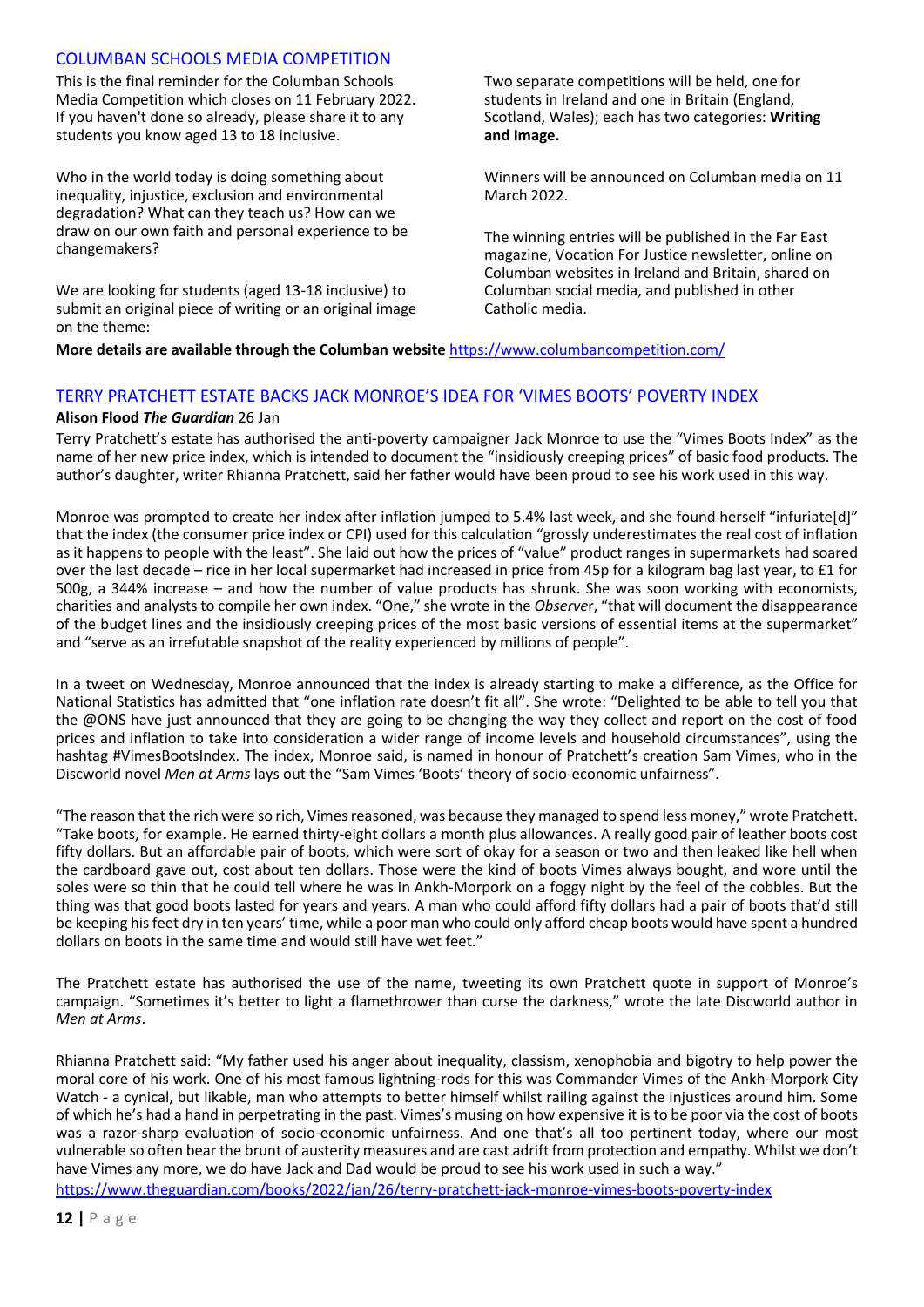## COLUMBAN SCHOOLS MEDIA COMPETITION

This is the final reminder for the Columban Schools Media Competition which closes on 11 February 2022. If you haven't done so already, please share it to any students you know aged 13 to 18 inclusive.

Who in the world today is doing something about inequality, injustice, exclusion and environmental degradation? What can they teach us? How can we draw on our own faith and personal experience to be changemakers?

We are looking for students (aged 13-18 inclusive) to submit an original piece of writing or an original image on the theme:

Two separate competitions will be held, one for students in Ireland and one in Britain (England, Scotland, Wales); each has two categories: **Writing and Image.**

Winners will be announced on Columban media on 11 March 2022.

The winning entries will be published in the Far East magazine, Vocation For Justice newsletter, online on Columban websites in Ireland and Britain, shared on Columban social media, and published in other Catholic media.

**More details are available through the Columban website** https://www.columbancompetition.com/

## TERRY PRATCHETT ESTATE BACKS JACK MONROE'S IDEA FOR 'VIMES BOOTS' POVERTY INDEX

**Alison Flood *The Guardian*** 26 Jan

Terry Pratchett's estate has authorised the anti-poverty campaigner Jack Monroe to use the "Vimes Boots Index" as the name of her new price index, which is intended to document the "insidiously creeping prices" of basic food products. The author's daughter, writer Rhianna Pratchett, said her father would have been proud to see his work used in this way.

Monroe was prompted to create her index after inflation jumped to 5.4% last week, and she found herself "infuriate[d]" that the index (the consumer price index or CPI) used for this calculation "grossly underestimates the real cost of inflation as it happens to people with the least". She laid out how the prices of "value" product ranges in supermarkets had soared over the last decade – rice in her local supermarket had increased in price from 45p for a kilogram bag last year, to £1 for 500g, a 344% increase – and how the number of value products has shrunk. She was soon working with economists, charities and analysts to compile her own index. "One," she wrote in the *Observer*, "that will document the disappearance of the budget lines and the insidiously creeping prices of the most basic versions of essential items at the supermarket" and "serve as an irrefutable snapshot of the reality experienced by millions of people".

In a tweet on Wednesday, Monroe announced that the index is already starting to make a difference, as the Office for National Statistics has admitted that "one inflation rate doesn't fit all". She wrote: "Delighted to be able to tell you that the @ONS have just announced that they are going to be changing the way they collect and report on the cost of food prices and inflation to take into consideration a wider range of income levels and household circumstances", using the hashtag #VimesBootsIndex. The index, Monroe said, is named in honour of Pratchett's creation Sam Vimes, who in the Discworld novel *Men at Arms* lays out the "Sam Vimes 'Boots' theory of socio-economic unfairness".

"The reason that the rich were so rich, Vimes reasoned, was because they managed to spend less money," wrote Pratchett. "Take boots, for example. He earned thirty-eight dollars a month plus allowances. A really good pair of leather boots cost fifty dollars. But an affordable pair of boots, which were sort of okay for a season or two and then leaked like hell when the cardboard gave out, cost about ten dollars. Those were the kind of boots Vimes always bought, and wore until the soles were so thin that he could tell where he was in Ankh-Morpork on a foggy night by the feel of the cobbles. But the thing was that good boots lasted for years and years. A man who could afford fifty dollars had a pair of boots that'd still be keeping his feet dry in ten years' time, while a poor man who could only afford cheap boots would have spent a hundred dollars on boots in the same time and would still have wet feet."

The Pratchett estate has authorised the use of the name, tweeting its own Pratchett quote in support of Monroe's campaign. "Sometimes it's better to light a flamethrower than curse the darkness," wrote the late Discworld author in *Men at Arms*.

Rhianna Pratchett said: "My father used his anger about inequality, classism, xenophobia and bigotry to help power the moral core of his work. One of his most famous lightning-rods for this was Commander Vimes of the Ankh-Morpork City Watch - a cynical, but likable, man who attempts to better himself whilst railing against the injustices around him. Some of which he's had a hand in perpetrating in the past. Vimes's musing on how expensive it is to be poor via the cost of boots was a razor-sharp evaluation of socio-economic unfairness. And one that's all too pertinent today, where our most vulnerable so often bear the brunt of austerity measures and are cast adrift from protection and empathy. Whilst we don't have Vimes any more, we do have Jack and Dad would be proud to see his work used in such a way."

https://www.theguardian.com/books/2022/jan/26/terry-pratchett-jack-monroe-vimes-boots-poverty-index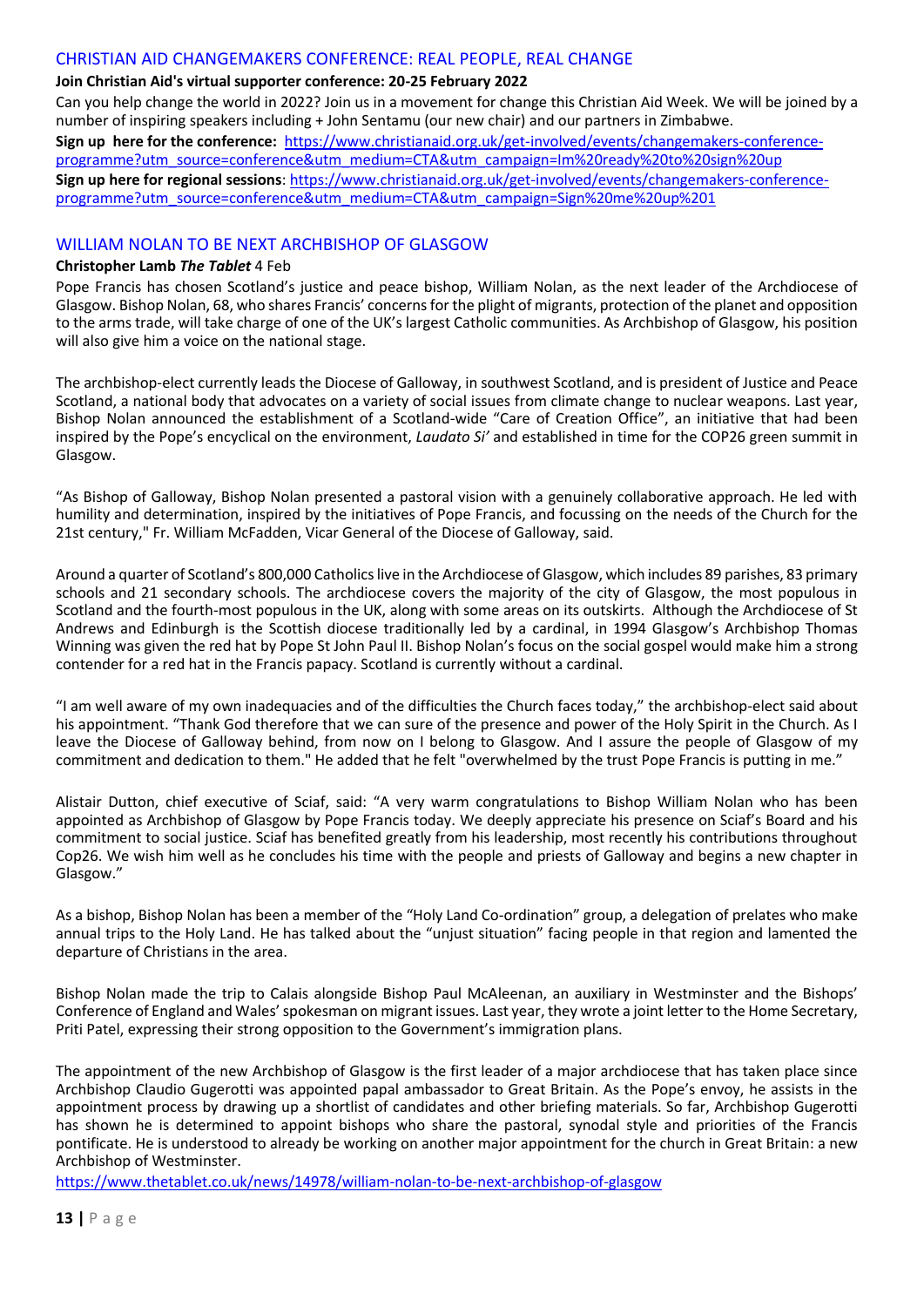## CHRISTIAN AID CHANGEMAKERS CONFERENCE: REAL PEOPLE, REAL CHANGE

**Join Christian Aid's virtual supporter conference: 20-25 February 2022**

Can you help change the world in 2022? Join us in a movement for change this Christian Aid Week. We will be joined by a number of inspiring speakers including + John Sentamu (our new chair) and our partners in Zimbabwe.

**Sign up here for the conference:** https://www.christianaid.org.uk/get-involved/events/changemakers-conference-programme?utm_source=conference&utm_medium=CTA&utm_campaign=Im%20ready%20to%20sign%20up

**Sign up here for regional sessions**: https://www.christianaid.org.uk/get-involved/events/changemakers-conference-programme?utm_source=conference&utm_medium=CTA&utm_campaign=Sign%20me%20up%201

## WILLIAM NOLAN TO BE NEXT ARCHBISHOP OF GLASGOW

**Christopher Lamb *The Tablet*** 4 Feb

Pope Francis has chosen Scotland's justice and peace bishop, William Nolan, as the next leader of the Archdiocese of Glasgow. Bishop Nolan, 68, who shares Francis' concerns for the plight of migrants, protection of the planet and opposition to the arms trade, will take charge of one of the UK's largest Catholic communities. As Archbishop of Glasgow, his position will also give him a voice on the national stage.

The archbishop-elect currently leads the Diocese of Galloway, in southwest Scotland, and is president of Justice and Peace Scotland, a national body that advocates on a variety of social issues from climate change to nuclear weapons. Last year, Bishop Nolan announced the establishment of a Scotland-wide "Care of Creation Office", an initiative that had been inspired by the Pope's encyclical on the environment, *Laudato Si'* and established in time for the COP26 green summit in Glasgow.

"As Bishop of Galloway, Bishop Nolan presented a pastoral vision with a genuinely collaborative approach. He led with humility and determination, inspired by the initiatives of Pope Francis, and focussing on the needs of the Church for the 21st century," Fr. William McFadden, Vicar General of the Diocese of Galloway, said.

Around a quarter of Scotland's 800,000 Catholics live in the Archdiocese of Glasgow, which includes 89 parishes, 83 primary schools and 21 secondary schools. The archdiocese covers the majority of the city of Glasgow, the most populous in Scotland and the fourth-most populous in the UK, along with some areas on its outskirts. Although the Archdiocese of St Andrews and Edinburgh is the Scottish diocese traditionally led by a cardinal, in 1994 Glasgow's Archbishop Thomas Winning was given the red hat by Pope St John Paul II. Bishop Nolan's focus on the social gospel would make him a strong contender for a red hat in the Francis papacy. Scotland is currently without a cardinal.

"I am well aware of my own inadequacies and of the difficulties the Church faces today," the archbishop-elect said about his appointment. "Thank God therefore that we can sure of the presence and power of the Holy Spirit in the Church. As I leave the Diocese of Galloway behind, from now on I belong to Glasgow. And I assure the people of Glasgow of my commitment and dedication to them." He added that he felt "overwhelmed by the trust Pope Francis is putting in me."

Alistair Dutton, chief executive of Sciaf, said: "A very warm congratulations to Bishop William Nolan who has been appointed as Archbishop of Glasgow by Pope Francis today. We deeply appreciate his presence on Sciaf's Board and his commitment to social justice. Sciaf has benefited greatly from his leadership, most recently his contributions throughout Cop26. We wish him well as he concludes his time with the people and priests of Galloway and begins a new chapter in Glasgow."

As a bishop, Bishop Nolan has been a member of the "Holy Land Co-ordination" group, a delegation of prelates who make annual trips to the Holy Land. He has talked about the "unjust situation" facing people in that region and lamented the departure of Christians in the area.

Bishop Nolan made the trip to Calais alongside Bishop Paul McAleenan, an auxiliary in Westminster and the Bishops' Conference of England and Wales' spokesman on migrant issues. Last year, they wrote a joint letter to the Home Secretary, Priti Patel, expressing their strong opposition to the Government's immigration plans.

The appointment of the new Archbishop of Glasgow is the first leader of a major archdiocese that has taken place since Archbishop Claudio Gugerotti was appointed papal ambassador to Great Britain. As the Pope's envoy, he assists in the appointment process by drawing up a shortlist of candidates and other briefing materials. So far, Archbishop Gugerotti has shown he is determined to appoint bishops who share the pastoral, synodal style and priorities of the Francis pontificate. He is understood to already be working on another major appointment for the church in Great Britain: a new Archbishop of Westminster.

https://www.thetablet.co.uk/news/14978/william-nolan-to-be-next-archbishop-of-glasgow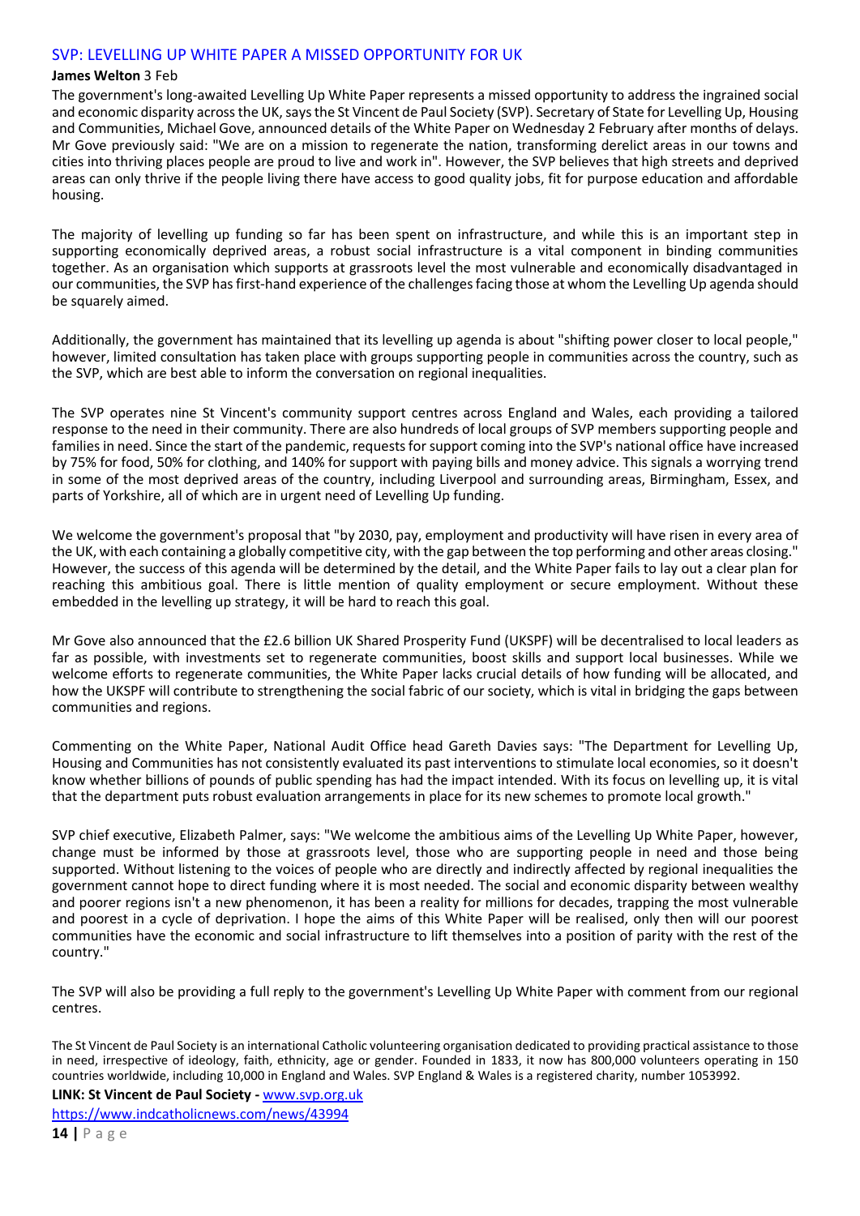## SVP: LEVELLING UP WHITE PAPER A MISSED OPPORTUNITY FOR UK

**James Welton** 3 Feb

The government's long-awaited Levelling Up White Paper represents a missed opportunity to address the ingrained social and economic disparity across the UK, says the St Vincent de Paul Society (SVP). Secretary of State for Levelling Up, Housing and Communities, Michael Gove, announced details of the White Paper on Wednesday 2 February after months of delays. Mr Gove previously said: "We are on a mission to regenerate the nation, transforming derelict areas in our towns and cities into thriving places people are proud to live and work in". However, the SVP believes that high streets and deprived areas can only thrive if the people living there have access to good quality jobs, fit for purpose education and affordable housing.

The majority of levelling up funding so far has been spent on infrastructure, and while this is an important step in supporting economically deprived areas, a robust social infrastructure is a vital component in binding communities together. As an organisation which supports at grassroots level the most vulnerable and economically disadvantaged in our communities, the SVP has first-hand experience of the challenges facing those at whom the Levelling Up agenda should be squarely aimed.

Additionally, the government has maintained that its levelling up agenda is about "shifting power closer to local people," however, limited consultation has taken place with groups supporting people in communities across the country, such as the SVP, which are best able to inform the conversation on regional inequalities.

The SVP operates nine St Vincent's community support centres across England and Wales, each providing a tailored response to the need in their community. There are also hundreds of local groups of SVP members supporting people and families in need. Since the start of the pandemic, requests for support coming into the SVP's national office have increased by 75% for food, 50% for clothing, and 140% for support with paying bills and money advice. This signals a worrying trend in some of the most deprived areas of the country, including Liverpool and surrounding areas, Birmingham, Essex, and parts of Yorkshire, all of which are in urgent need of Levelling Up funding.

We welcome the government's proposal that "by 2030, pay, employment and productivity will have risen in every area of the UK, with each containing a globally competitive city, with the gap between the top performing and other areas closing." However, the success of this agenda will be determined by the detail, and the White Paper fails to lay out a clear plan for reaching this ambitious goal. There is little mention of quality employment or secure employment. Without these embedded in the levelling up strategy, it will be hard to reach this goal.

Mr Gove also announced that the £2.6 billion UK Shared Prosperity Fund (UKSPF) will be decentralised to local leaders as far as possible, with investments set to regenerate communities, boost skills and support local businesses. While we welcome efforts to regenerate communities, the White Paper lacks crucial details of how funding will be allocated, and how the UKSPF will contribute to strengthening the social fabric of our society, which is vital in bridging the gaps between communities and regions.

Commenting on the White Paper, National Audit Office head Gareth Davies says: "The Department for Levelling Up, Housing and Communities has not consistently evaluated its past interventions to stimulate local economies, so it doesn't know whether billions of pounds of public spending has had the impact intended. With its focus on levelling up, it is vital that the department puts robust evaluation arrangements in place for its new schemes to promote local growth."

SVP chief executive, Elizabeth Palmer, says: "We welcome the ambitious aims of the Levelling Up White Paper, however, change must be informed by those at grassroots level, those who are supporting people in need and those being supported. Without listening to the voices of people who are directly and indirectly affected by regional inequalities the government cannot hope to direct funding where it is most needed. The social and economic disparity between wealthy and poorer regions isn't a new phenomenon, it has been a reality for millions for decades, trapping the most vulnerable and poorest in a cycle of deprivation. I hope the aims of this White Paper will be realised, only then will our poorest communities have the economic and social infrastructure to lift themselves into a position of parity with the rest of the country."

The SVP will also be providing a full reply to the government's Levelling Up White Paper with comment from our regional centres.

The St Vincent de Paul Society is an international Catholic volunteering organisation dedicated to providing practical assistance to those in need, irrespective of ideology, faith, ethnicity, age or gender. Founded in 1833, it now has 800,000 volunteers operating in 150 countries worldwide, including 10,000 in England and Wales. SVP England & Wales is a registered charity, number 1053992.

**LINK: St Vincent de Paul Society -** www.svp.org.uk

https://www.indcatholicnews.com/news/43994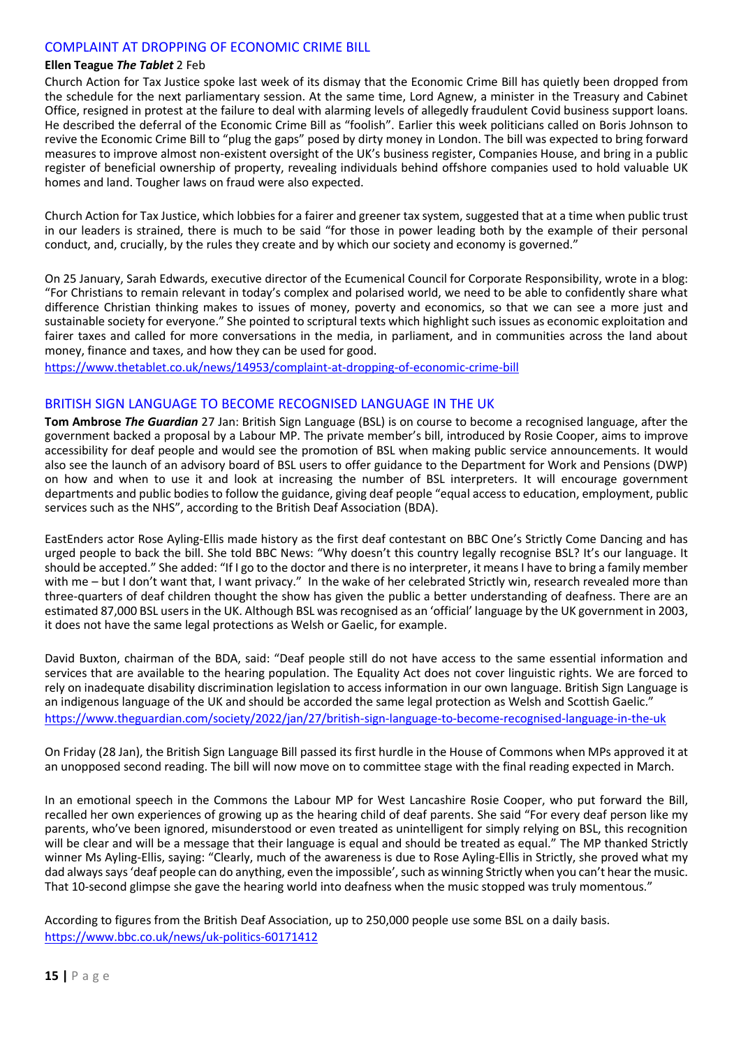## COMPLAINT AT DROPPING OF ECONOMIC CRIME BILL

**Ellen Teague *The Tablet*** 2 Feb

Church Action for Tax Justice spoke last week of its dismay that the Economic Crime Bill has quietly been dropped from the schedule for the next parliamentary session. At the same time, Lord Agnew, a minister in the Treasury and Cabinet Office, resigned in protest at the failure to deal with alarming levels of allegedly fraudulent Covid business support loans. He described the deferral of the Economic Crime Bill as "foolish". Earlier this week politicians called on Boris Johnson to revive the Economic Crime Bill to "plug the gaps" posed by dirty money in London. The bill was expected to bring forward measures to improve almost non-existent oversight of the UK's business register, Companies House, and bring in a public register of beneficial ownership of property, revealing individuals behind offshore companies used to hold valuable UK homes and land. Tougher laws on fraud were also expected.

Church Action for Tax Justice, which lobbies for a fairer and greener tax system, suggested that at a time when public trust in our leaders is strained, there is much to be said "for those in power leading both by the example of their personal conduct, and, crucially, by the rules they create and by which our society and economy is governed."

On 25 January, Sarah Edwards, executive director of the Ecumenical Council for Corporate Responsibility, wrote in a blog: "For Christians to remain relevant in today's complex and polarised world, we need to be able to confidently share what difference Christian thinking makes to issues of money, poverty and economics, so that we can see a more just and sustainable society for everyone." She pointed to scriptural texts which highlight such issues as economic exploitation and fairer taxes and called for more conversations in the media, in parliament, and in communities across the land about money, finance and taxes, and how they can be used for good.

https://www.thetablet.co.uk/news/14953/complaint-at-dropping-of-economic-crime-bill

## BRITISH SIGN LANGUAGE TO BECOME RECOGNISED LANGUAGE IN THE UK

**Tom Ambrose *The Guardian*** 27 Jan: British Sign Language (BSL) is on course to become a recognised language, after the government backed a proposal by a Labour MP. The private member's bill, introduced by Rosie Cooper, aims to improve accessibility for deaf people and would see the promotion of BSL when making public service announcements. It would also see the launch of an advisory board of BSL users to offer guidance to the Department for Work and Pensions (DWP) on how and when to use it and look at increasing the number of BSL interpreters. It will encourage government departments and public bodies to follow the guidance, giving deaf people "equal access to education, employment, public services such as the NHS", according to the British Deaf Association (BDA).

EastEnders actor Rose Ayling-Ellis made history as the first deaf contestant on BBC One's Strictly Come Dancing and has urged people to back the bill. She told BBC News: "Why doesn't this country legally recognise BSL? It's our language. It should be accepted." She added: "If I go to the doctor and there is no interpreter, it means I have to bring a family member with me – but I don't want that, I want privacy." In the wake of her celebrated Strictly win, research revealed more than three-quarters of deaf children thought the show has given the public a better understanding of deafness. There are an estimated 87,000 BSL users in the UK. Although BSL was recognised as an 'official' language by the UK government in 2003, it does not have the same legal protections as Welsh or Gaelic, for example.

David Buxton, chairman of the BDA, said: "Deaf people still do not have access to the same essential information and services that are available to the hearing population. The Equality Act does not cover linguistic rights. We are forced to rely on inadequate disability discrimination legislation to access information in our own language. British Sign Language is an indigenous language of the UK and should be accorded the same legal protection as Welsh and Scottish Gaelic."

https://www.theguardian.com/society/2022/jan/27/british-sign-language-to-become-recognised-language-in-the-uk

On Friday (28 Jan), the British Sign Language Bill passed its first hurdle in the House of Commons when MPs approved it at an unopposed second reading. The bill will now move on to committee stage with the final reading expected in March.

In an emotional speech in the Commons the Labour MP for West Lancashire Rosie Cooper, who put forward the Bill, recalled her own experiences of growing up as the hearing child of deaf parents. She said "For every deaf person like my parents, who've been ignored, misunderstood or even treated as unintelligent for simply relying on BSL, this recognition will be clear and will be a message that their language is equal and should be treated as equal." The MP thanked Strictly winner Ms Ayling-Ellis, saying: "Clearly, much of the awareness is due to Rose Ayling-Ellis in Strictly, she proved what my dad always says 'deaf people can do anything, even the impossible', such as winning Strictly when you can't hear the music. That 10-second glimpse she gave the hearing world into deafness when the music stopped was truly momentous."

According to figures from the British Deaf Association, up to 250,000 people use some BSL on a daily basis.

https://www.bbc.co.uk/news/uk-politics-60171412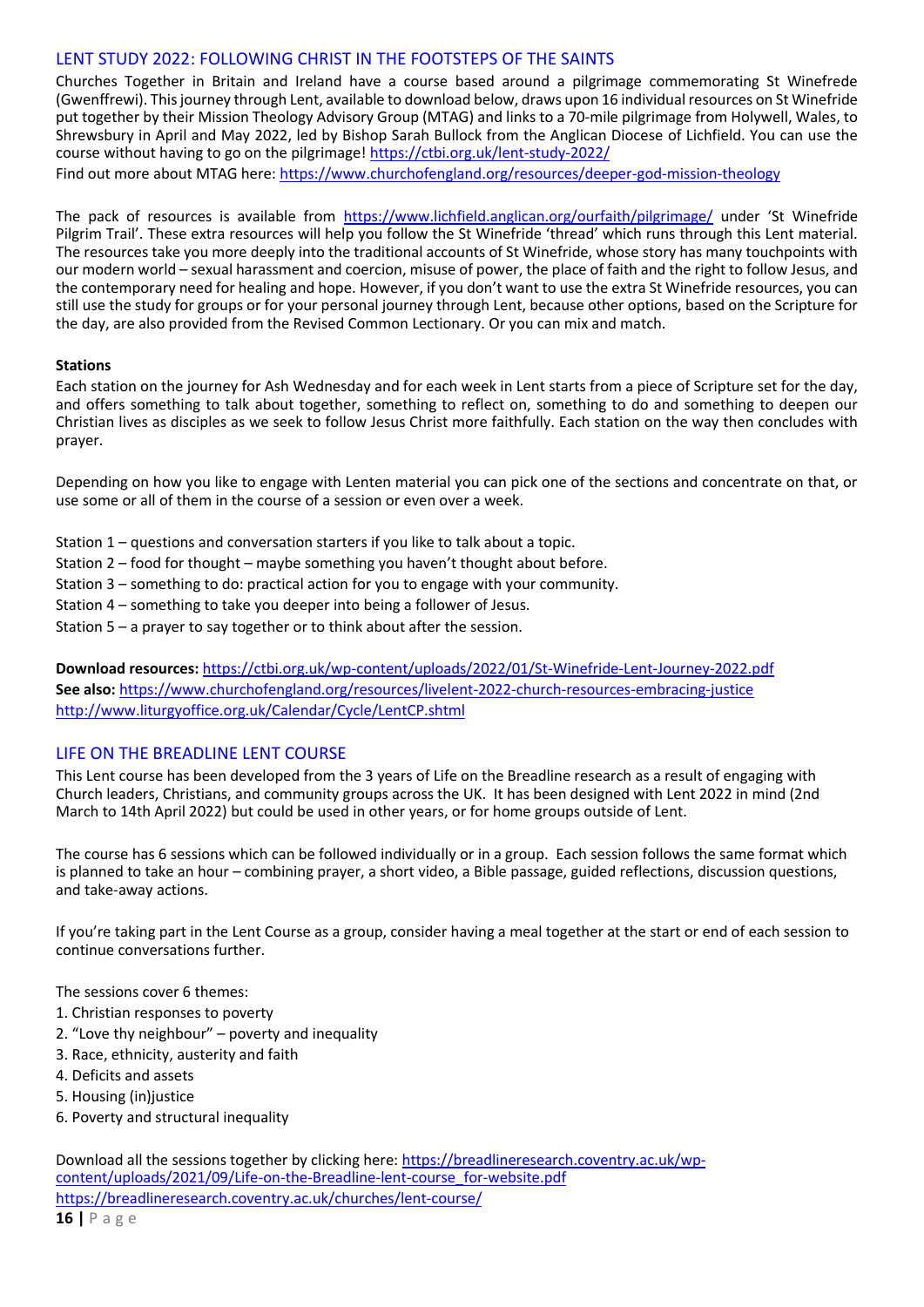## LENT STUDY 2022: FOLLOWING CHRIST IN THE FOOTSTEPS OF THE SAINTS

Churches Together in Britain and Ireland have a course based around a pilgrimage commemorating St Winefrede (Gwenffrewi). This journey through Lent, available to download below, draws upon 16 individual resources on St Winefride put together by their Mission Theology Advisory Group (MTAG) and links to a 70-mile pilgrimage from Holywell, Wales, to Shrewsbury in April and May 2022, led by Bishop Sarah Bullock from the Anglican Diocese of Lichfield. You can use the course without having to go on the pilgrimage! https://ctbi.org.uk/lent-study-2022/

Find out more about MTAG here: https://www.churchofengland.org/resources/deeper-god-mission-theology

The pack of resources is available from https://www.lichfield.anglican.org/ourfaith/pilgrimage/ under 'St Winefride Pilgrim Trail'. These extra resources will help you follow the St Winefride 'thread' which runs through this Lent material. The resources take you more deeply into the traditional accounts of St Winefride, whose story has many touchpoints with our modern world – sexual harassment and coercion, misuse of power, the place of faith and the right to follow Jesus, and the contemporary need for healing and hope. However, if you don't want to use the extra St Winefride resources, you can still use the study for groups or for your personal journey through Lent, because other options, based on the Scripture for the day, are also provided from the Revised Common Lectionary. Or you can mix and match.

**Stations**

Each station on the journey for Ash Wednesday and for each week in Lent starts from a piece of Scripture set for the day, and offers something to talk about together, something to reflect on, something to do and something to deepen our Christian lives as disciples as we seek to follow Jesus Christ more faithfully. Each station on the way then concludes with prayer.

Depending on how you like to engage with Lenten material you can pick one of the sections and concentrate on that, or use some or all of them in the course of a session or even over a week.

Station 1 – questions and conversation starters if you like to talk about a topic.
Station 2 – food for thought – maybe something you haven't thought about before.
Station 3 – something to do: practical action for you to engage with your community.
Station 4 – something to take you deeper into being a follower of Jesus.
Station 5 – a prayer to say together or to think about after the session.

**Download resources:** https://ctbi.org.uk/wp-content/uploads/2022/01/St-Winefride-Lent-Journey-2022.pdf
**See also:** https://www.churchofengland.org/resources/livelent-2022-church-resources-embracing-justice
http://www.liturgyoffice.org.uk/Calendar/Cycle/LentCP.shtml

## LIFE ON THE BREADLINE LENT COURSE

This Lent course has been developed from the 3 years of Life on the Breadline research as a result of engaging with Church leaders, Christians, and community groups across the UK. It has been designed with Lent 2022 in mind (2nd March to 14th April 2022) but could be used in other years, or for home groups outside of Lent.

The course has 6 sessions which can be followed individually or in a group. Each session follows the same format which is planned to take an hour – combining prayer, a short video, a Bible passage, guided reflections, discussion questions, and take-away actions.

If you're taking part in the Lent Course as a group, consider having a meal together at the start or end of each session to continue conversations further.

The sessions cover 6 themes:

1. Christian responses to poverty
2. "Love thy neighbour" – poverty and inequality
3. Race, ethnicity, austerity and faith
4. Deficits and assets
5. Housing (in)justice
6. Poverty and structural inequality

Download all the sessions together by clicking here: https://breadlineresearch.coventry.ac.uk/wp-content/uploads/2021/09/Life-on-the-Breadline-lent-course_for-website.pdf
https://breadlineresearch.coventry.ac.uk/churches/lent-course/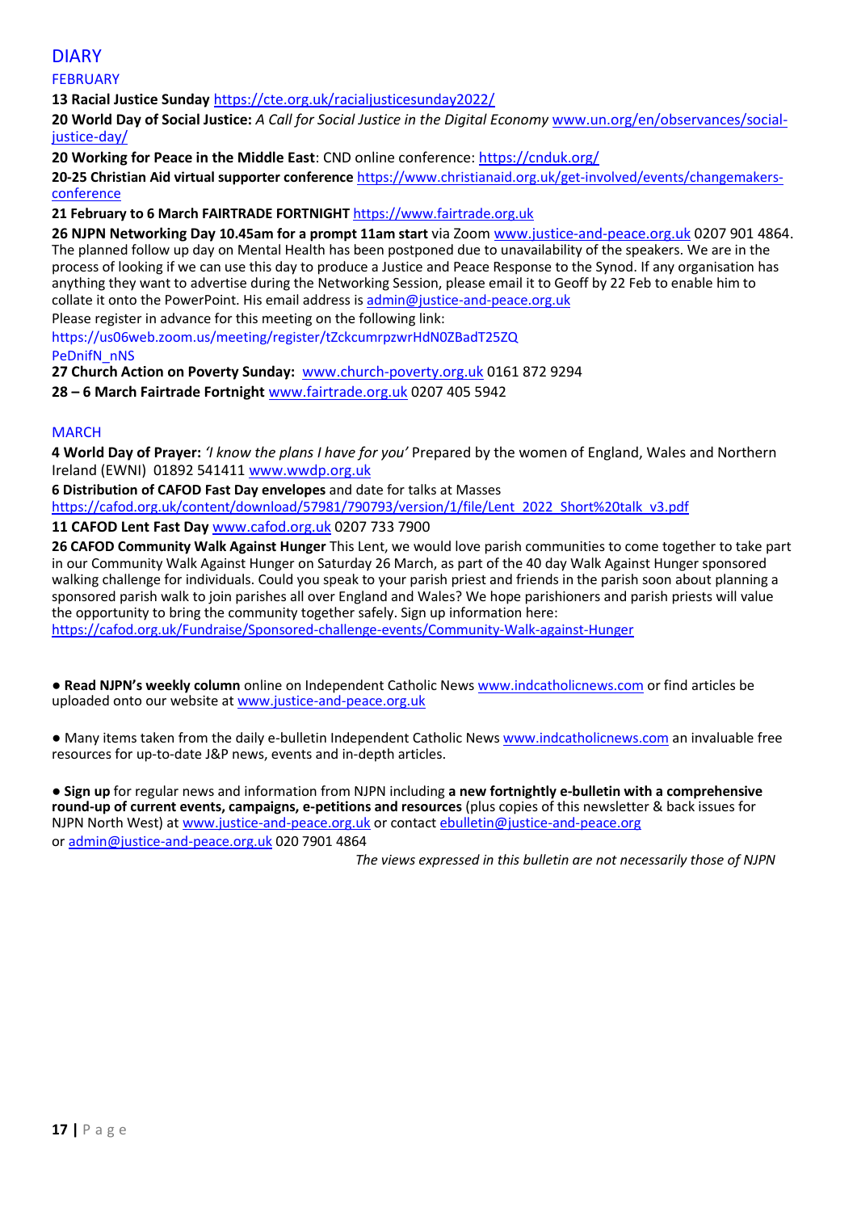# DIARY

## FEBRUARY

**13 Racial Justice Sunday** https://cte.org.uk/racialjusticesunday2022/

**20 World Day of Social Justice:** *A Call for Social Justice in the Digital Economy* www.un.org/en/observances/social-justice-day/

**20 Working for Peace in the Middle East**: CND online conference: https://cnduk.org/

**20-25 Christian Aid virtual supporter conference** https://www.christianaid.org.uk/get-involved/events/changemakers-conference

**21 February to 6 March FAIRTRADE FORTNIGHT** https://www.fairtrade.org.uk

**26 NJPN Networking Day 10.45am for a prompt 11am start** via Zoom www.justice-and-peace.org.uk 0207 901 4864. The planned follow up day on Mental Health has been postponed due to unavailability of the speakers. We are in the process of looking if we can use this day to produce a Justice and Peace Response to the Synod. If any organisation has anything they want to advertise during the Networking Session, please email it to Geoff by 22 Feb to enable him to collate it onto the PowerPoint. His email address is admin@justice-and-peace.org.uk

Please register in advance for this meeting on the following link:
https://us06web.zoom.us/meeting/register/tZckcumrpzwrHdN0ZBadT25ZQPeDnifN_nNS

**27 Church Action on Poverty Sunday:** www.church-poverty.org.uk 0161 872 9294

**28 – 6 March Fairtrade Fortnight** www.fairtrade.org.uk 0207 405 5942

## MARCH

**4 World Day of Prayer:** *'I know the plans I have for you'* Prepared by the women of England, Wales and Northern Ireland (EWNI) 01892 541411 www.wwdp.org.uk

**6 Distribution of CAFOD Fast Day envelopes** and date for talks at Masses
https://cafod.org.uk/content/download/57981/790793/version/1/file/Lent_2022_Short%20talk_v3.pdf

**11 CAFOD Lent Fast Day** www.cafod.org.uk 0207 733 7900

**26 CAFOD Community Walk Against Hunger** This Lent, we would love parish communities to come together to take part in our Community Walk Against Hunger on Saturday 26 March, as part of the 40 day Walk Against Hunger sponsored walking challenge for individuals. Could you speak to your parish priest and friends in the parish soon about planning a sponsored parish walk to join parishes all over England and Wales? We hope parishioners and parish priests will value the opportunity to bring the community together safely. Sign up information here:
https://cafod.org.uk/Fundraise/Sponsored-challenge-events/Community-Walk-against-Hunger

● **Read NJPN's weekly column** online on Independent Catholic News www.indcatholicnews.com or find articles be uploaded onto our website at www.justice-and-peace.org.uk

● Many items taken from the daily e-bulletin Independent Catholic News www.indcatholicnews.com an invaluable free resources for up-to-date J&P news, events and in-depth articles.

● **Sign up** for regular news and information from NJPN including **a new fortnightly e-bulletin with a comprehensive round-up of current events, campaigns, e-petitions and resources** (plus copies of this newsletter & back issues for NJPN North West) at www.justice-and-peace.org.uk or contact ebulletin@justice-and-peace.org or admin@justice-and-peace.org.uk 020 7901 4864

*The views expressed in this bulletin are not necessarily those of NJPN*